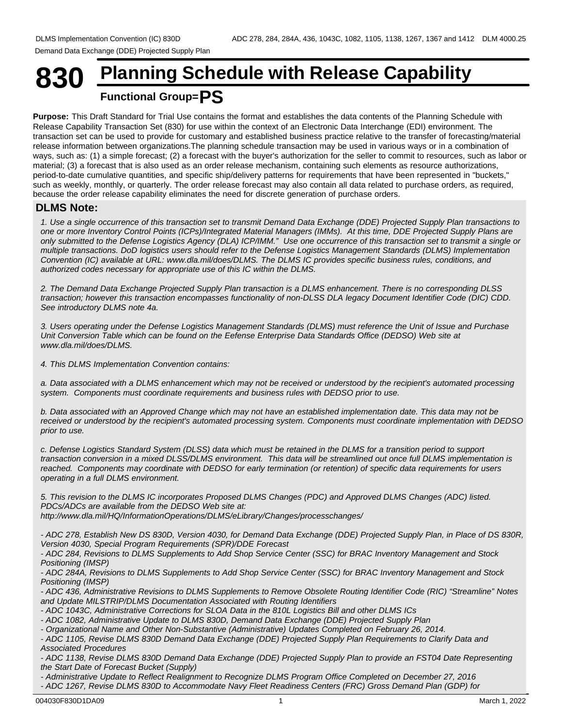# 830 Planning Schedule with Release Capability

## Functional Group=PS

**Purpose:** This Draft Standard for Trial Use contains the format and establishes the data contents of the Planning Schedule with Release Capability Transaction Set (830) for use within the context of an Electronic Data Interchange (EDI) environment. The transaction set can be used to provide for customary and established business practice relative to the transfer of forecasting/material release information between organizations.The planning schedule transaction may be used in various ways or in a combination of ways, such as: (1) a simple forecast; (2) a forecast with the buyer's authorization for the seller to commit to resources, such as labor or material; (3) a forecast that is also used as an order release mechanism, containing such elements as resource authorizations, period-to-date cumulative quantities, and specific ship/delivery patterns for requirements that have been represented in "buckets," such as weekly, monthly, or quarterly. The order release forecast may also contain all data related to purchase orders, as required, because the order release capability eliminates the need for discrete generation of purchase orders.

### DLMS Note:

*1. Use a single occurrence of this transaction set to transmit Demand Data Exchange (DDE) Projected Supply Plan transactions to one or more Inventory Control Points (ICPs)/Integrated Material Managers (IMMs). At this time, DDE Projected Supply Plans are only submitted to the Defense Logistics Agency (DLA) ICP/IMM." Use one occurrence of this transaction set to transmit a single or multiple transactions. DoD logistics users should refer to the Defense Logistics Management Standards (DLMS) Implementation Convention (IC) available at URL: www.dla.mil/does/DLMS. The DLMS IC provides specific business rules, conditions, and authorized codes necessary for appropriate use of this IC within the DLMS.*

*2. The Demand Data Exchange Projected Supply Plan transaction is a DLMS enhancement. There is no corresponding DLSS transaction; however this transaction encompasses functionality of non-DLSS DLA legacy Document Identifier Code (DIC) CDD. See introductory DLMS note 4a.*

*3. Users operating under the Defense Logistics Management Standards (DLMS) must reference the Unit of Issue and Purchase Unit Conversion Table which can be found on the Eefense Enterprise Data Standards Office (DEDSO) Web site at www.dla.mil/does/DLMS.*

*4. This DLMS Implementation Convention contains:*

*a. Data associated with a DLMS enhancement which may not be received or understood by the recipient's automated processing system. Components must coordinate requirements and business rules with DEDSO prior to use.*

*b. Data associated with an Approved Change which may not have an established implementation date. This data may not be received or understood by the recipient's automated processing system. Components must coordinate implementation with DEDSO prior to use.*

*c. Defense Logistics Standard System (DLSS) data which must be retained in the DLMS for a transition period to support transaction conversion in a mixed DLSS/DLMS environment. This data will be streamlined out once full DLMS implementation is reached. Components may coordinate with DEDSO for early termination (or retention) of specific data requirements for users operating in a full DLMS environment.*

*5. This revision to the DLMS IC incorporates Proposed DLMS Changes (PDC) and Approved DLMS Changes (ADC) listed. PDCs/ADCs are available from the DEDSO Web site at:*
*http://www.dla.mil/HQ/InformationOperations/DLMS/eLibrary/Changes/processchanges/*

*- ADC 278, Establish New DS 830D, Version 4030, for Demand Data Exchange (DDE) Projected Supply Plan, in Place of DS 830R, Version 4030, Special Program Requirements (SPR)/DDE Forecast*
*- ADC 284, Revisions to DLMS Supplements to Add Shop Service Center (SSC) for BRAC Inventory Management and Stock Positioning (IMSP)*
*- ADC 284A, Revisions to DLMS Supplements to Add Shop Service Center (SSC) for BRAC Inventory Management and Stock Positioning (IMSP)*
*- ADC 436, Administrative Revisions to DLMS Supplements to Remove Obsolete Routing Identifier Code (RIC) "Streamline" Notes and Update MILSTRIP/DLMS Documentation Associated with Routing Identifiers*
*- ADC 1043C, Administrative Corrections for SLOA Data in the 810L Logistics Bill and other DLMS ICs*
*- ADC 1082, Administrative Update to DLMS 830D, Demand Data Exchange (DDE) Projected Supply Plan*
*- Organizational Name and Other Non-Substantive (Administrative) Updates Completed on February 26, 2014.*
*- ADC 1105, Revise DLMS 830D Demand Data Exchange (DDE) Projected Supply Plan Requirements to Clarify Data and Associated Procedures*
*- ADC 1138, Revise DLMS 830D Demand Data Exchange (DDE) Projected Supply Plan to provide an FST04 Date Representing the Start Date of Forecast Bucket (Supply)*
*- Administrative Update to Reflect Realignment to Recognize DLMS Program Office Completed on December 27, 2016*
*- ADC 1267, Revise DLMS 830D to Accommodate Navy Fleet Readiness Centers (FRC) Gross Demand Plan (GDP) for*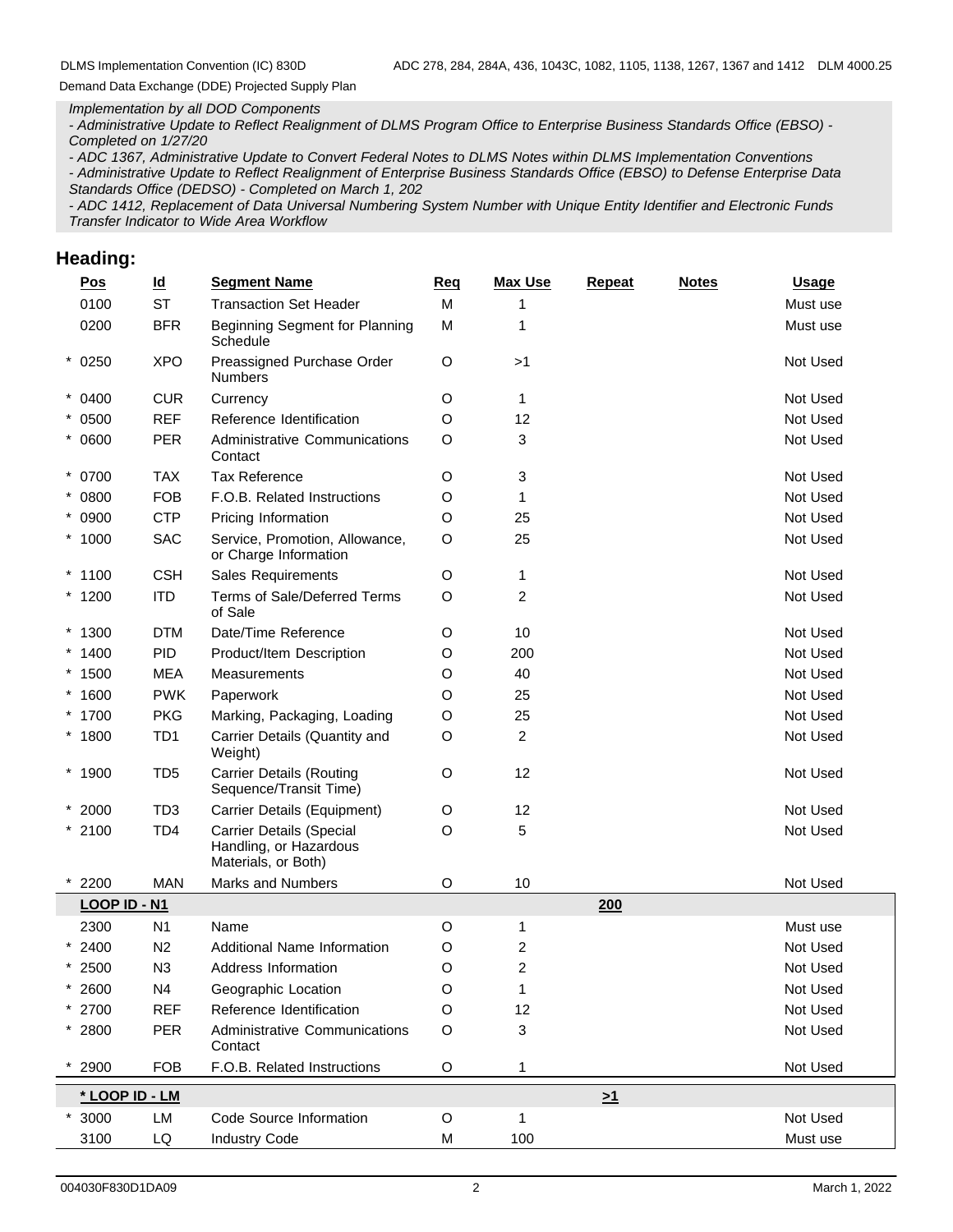*Implementation by all DOD Components*
*- Administrative Update to Reflect Realignment of DLMS Program Office to Enterprise Business Standards Office (EBSO) - Completed on 1/27/20*
*- ADC 1367, Administrative Update to Convert Federal Notes to DLMS Notes within DLMS Implementation Conventions*
*- Administrative Update to Reflect Realignment of Enterprise Business Standards Office (EBSO) to Defense Enterprise Data Standards Office (DEDSO) - Completed on March 1, 202*
*- ADC 1412, Replacement of Data Universal Numbering System Number with Unique Entity Identifier and Electronic Funds Transfer Indicator to Wide Area Workflow*

## Heading:

| Pos | Id | Segment Name | Req | Max Use | Repeat | Notes | Usage |
|---|---|---|---|---|---|---|---|
| 0100 | ST | Transaction Set Header | M | 1 | | | Must use |
| 0200 | BFR | Beginning Segment for Planning Schedule | M | 1 | | | Must use |
| * 0250 | XPO | Preassigned Purchase Order Numbers | O | >1 | | | Not Used |
| * 0400 | CUR | Currency | O | 1 | | | Not Used |
| * 0500 | REF | Reference Identification | O | 12 | | | Not Used |
| * 0600 | PER | Administrative Communications Contact | O | 3 | | | Not Used |
| * 0700 | TAX | Tax Reference | O | 3 | | | Not Used |
| * 0800 | FOB | F.O.B. Related Instructions | O | 1 | | | Not Used |
| * 0900 | CTP | Pricing Information | O | 25 | | | Not Used |
| * 1000 | SAC | Service, Promotion, Allowance, or Charge Information | O | 25 | | | Not Used |
| * 1100 | CSH | Sales Requirements | O | 1 | | | Not Used |
| * 1200 | ITD | Terms of Sale/Deferred Terms of Sale | O | 2 | | | Not Used |
| * 1300 | DTM | Date/Time Reference | O | 10 | | | Not Used |
| * 1400 | PID | Product/Item Description | O | 200 | | | Not Used |
| * 1500 | MEA | Measurements | O | 40 | | | Not Used |
| * 1600 | PWK | Paperwork | O | 25 | | | Not Used |
| * 1700 | PKG | Marking, Packaging, Loading | O | 25 | | | Not Used |
| * 1800 | TD1 | Carrier Details (Quantity and Weight) | O | 2 | | | Not Used |
| * 1900 | TD5 | Carrier Details (Routing Sequence/Transit Time) | O | 12 | | | Not Used |
| * 2000 | TD3 | Carrier Details (Equipment) | O | 12 | | | Not Used |
| * 2100 | TD4 | Carrier Details (Special Handling, or Hazardous Materials, or Both) | O | 5 | | | Not Used |
| * 2200 | MAN | Marks and Numbers | O | 10 | | | Not Used |
| **LOOP ID - N1** | | | | | **200** | | |
| 2300 | N1 | Name | O | 1 | | | Must use |
| * 2400 | N2 | Additional Name Information | O | 2 | | | Not Used |
| * 2500 | N3 | Address Information | O | 2 | | | Not Used |
| * 2600 | N4 | Geographic Location | O | 1 | | | Not Used |
| * 2700 | REF | Reference Identification | O | 12 | | | Not Used |
| * 2800 | PER | Administrative Communications Contact | O | 3 | | | Not Used |
| * 2900 | FOB | F.O.B. Related Instructions | O | 1 | | | Not Used |
| **\* LOOP ID - LM** | | | | | **>1** | | |
| * 3000 | LM | Code Source Information | O | 1 | | | Not Used |
| 3100 | LQ | Industry Code | M | 100 | | | Must use |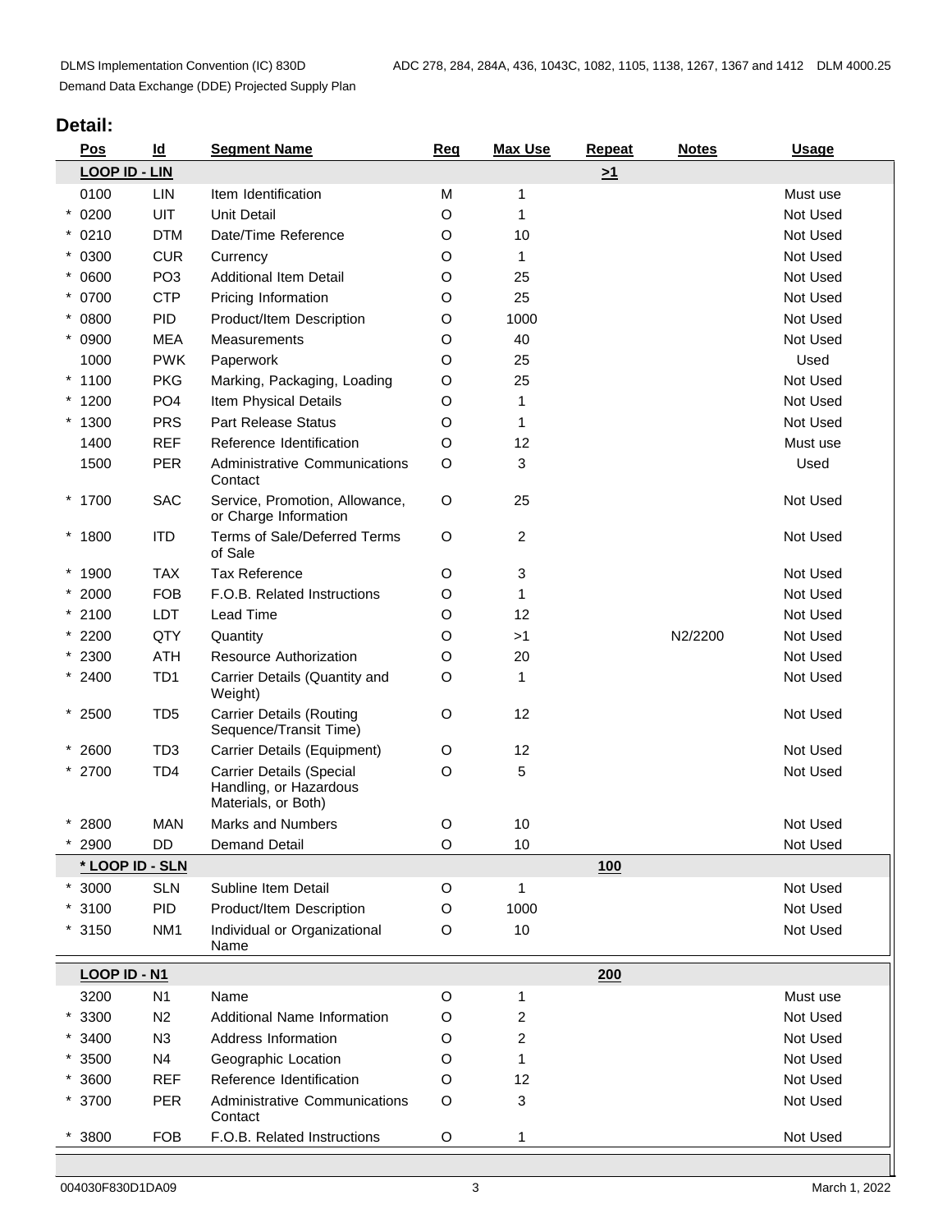## Detail:

| Pos | Id | Segment Name | Req | Max Use | Repeat | Notes | Usage |
|---|---|---|---|---|---|---|---|
| **LOOP ID - LIN** | | | | | >1 | | |
| 0100 | LIN | Item Identification | M | 1 | | | Must use |
| * 0200 | UIT | Unit Detail | O | 1 | | | Not Used |
| * 0210 | DTM | Date/Time Reference | O | 10 | | | Not Used |
| * 0300 | CUR | Currency | O | 1 | | | Not Used |
| * 0600 | PO3 | Additional Item Detail | O | 25 | | | Not Used |
| * 0700 | CTP | Pricing Information | O | 25 | | | Not Used |
| * 0800 | PID | Product/Item Description | O | 1000 | | | Not Used |
| * 0900 | MEA | Measurements | O | 40 | | | Not Used |
| 1000 | PWK | Paperwork | O | 25 | | | Used |
| * 1100 | PKG | Marking, Packaging, Loading | O | 25 | | | Not Used |
| * 1200 | PO4 | Item Physical Details | O | 1 | | | Not Used |
| * 1300 | PRS | Part Release Status | O | 1 | | | Not Used |
| 1400 | REF | Reference Identification | O | 12 | | | Must use |
| 1500 | PER | Administrative Communications Contact | O | 3 | | | Used |
| * 1700 | SAC | Service, Promotion, Allowance, or Charge Information | O | 25 | | | Not Used |
| * 1800 | ITD | Terms of Sale/Deferred Terms of Sale | O | 2 | | | Not Used |
| * 1900 | TAX | Tax Reference | O | 3 | | | Not Used |
| * 2000 | FOB | F.O.B. Related Instructions | O | 1 | | | Not Used |
| * 2100 | LDT | Lead Time | O | 12 | | | Not Used |
| * 2200 | QTY | Quantity | O | >1 | | N2/2200 | Not Used |
| * 2300 | ATH | Resource Authorization | O | 20 | | | Not Used |
| * 2400 | TD1 | Carrier Details (Quantity and Weight) | O | 1 | | | Not Used |
| * 2500 | TD5 | Carrier Details (Routing Sequence/Transit Time) | O | 12 | | | Not Used |
| * 2600 | TD3 | Carrier Details (Equipment) | O | 12 | | | Not Used |
| * 2700 | TD4 | Carrier Details (Special Handling, or Hazardous Materials, or Both) | O | 5 | | | Not Used |
| * 2800 | MAN | Marks and Numbers | O | 10 | | | Not Used |
| * 2900 | DD | Demand Detail | O | 10 | | | Not Used |
| **\* LOOP ID - SLN** | | | | | 100 | | |
| * 3000 | SLN | Subline Item Detail | O | 1 | | | Not Used |
| * 3100 | PID | Product/Item Description | O | 1000 | | | Not Used |
| * 3150 | NM1 | Individual or Organizational Name | O | 10 | | | Not Used |
| **LOOP ID - N1** | | | | | 200 | | |
| 3200 | N1 | Name | O | 1 | | | Must use |
| * 3300 | N2 | Additional Name Information | O | 2 | | | Not Used |
| * 3400 | N3 | Address Information | O | 2 | | | Not Used |
| * 3500 | N4 | Geographic Location | O | 1 | | | Not Used |
| * 3600 | REF | Reference Identification | O | 12 | | | Not Used |
| * 3700 | PER | Administrative Communications Contact | O | 3 | | | Not Used |
| * 3800 | FOB | F.O.B. Related Instructions | O | 1 | | | Not Used |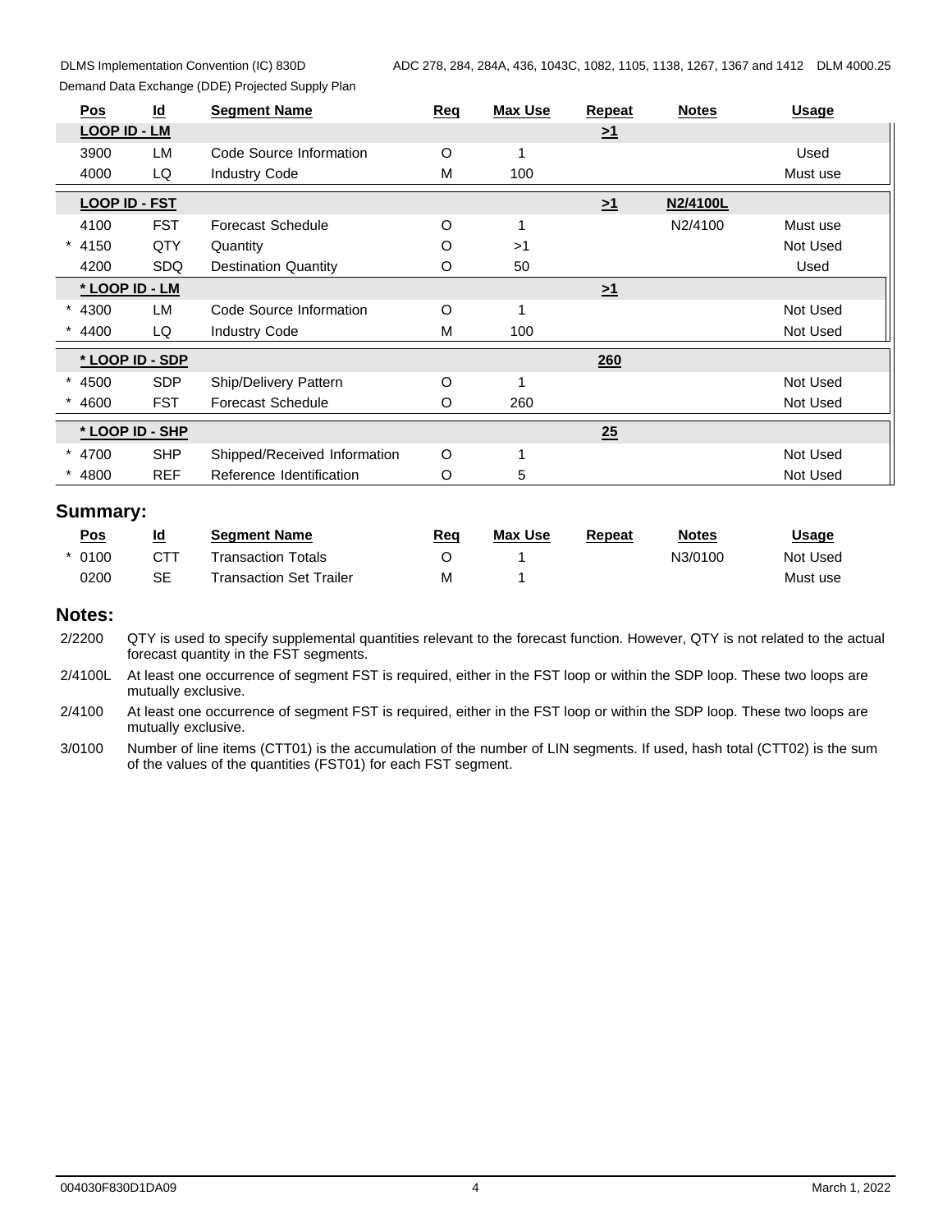| Pos | Id | Segment Name | Req | Max Use | Repeat | Notes | Usage |
|---|---|---|---|---|---|---|---|
| LOOP ID - LM | | | | | >1 | | |
| 3900 | LM | Code Source Information | O | 1 | | | Used |
| 4000 | LQ | Industry Code | M | 100 | | | Must use |
| LOOP ID - FST | | | | | >1 | N2/4100L | |
| 4100 | FST | Forecast Schedule | O | 1 | | N2/4100 | Must use |
| * 4150 | QTY | Quantity | O | >1 | | | Not Used |
| 4200 | SDQ | Destination Quantity | O | 50 | | | Used |
| * LOOP ID - LM | | | | | >1 | | |
| * 4300 | LM | Code Source Information | O | 1 | | | Not Used |
| * 4400 | LQ | Industry Code | M | 100 | | | Not Used |
| * LOOP ID - SDP | | | | | 260 | | |
| * 4500 | SDP | Ship/Delivery Pattern | O | 1 | | | Not Used |
| * 4600 | FST | Forecast Schedule | O | 260 | | | Not Used |
| * LOOP ID - SHP | | | | | 25 | | |
| * 4700 | SHP | Shipped/Received Information | O | 1 | | | Not Used |
| * 4800 | REF | Reference Identification | O | 5 | | | Not Used |

## Summary:

| Pos | Id | Segment Name | Req | Max Use | Repeat | Notes | Usage |
|---|---|---|---|---|---|---|---|
| * 0100 | CTT | Transaction Totals | O | 1 | | N3/0100 | Not Used |
| 0200 | SE | Transaction Set Trailer | M | 1 | | | Must use |

## Notes:

2/2200 QTY is used to specify supplemental quantities relevant to the forecast function. However, QTY is not related to the actual forecast quantity in the FST segments.

2/4100L At least one occurrence of segment FST is required, either in the FST loop or within the SDP loop. These two loops are mutually exclusive.

2/4100 At least one occurrence of segment FST is required, either in the FST loop or within the SDP loop. These two loops are mutually exclusive.

3/0100 Number of line items (CTT01) is the accumulation of the number of LIN segments. If used, hash total (CTT02) is the sum of the values of the quantities (FST01) for each FST segment.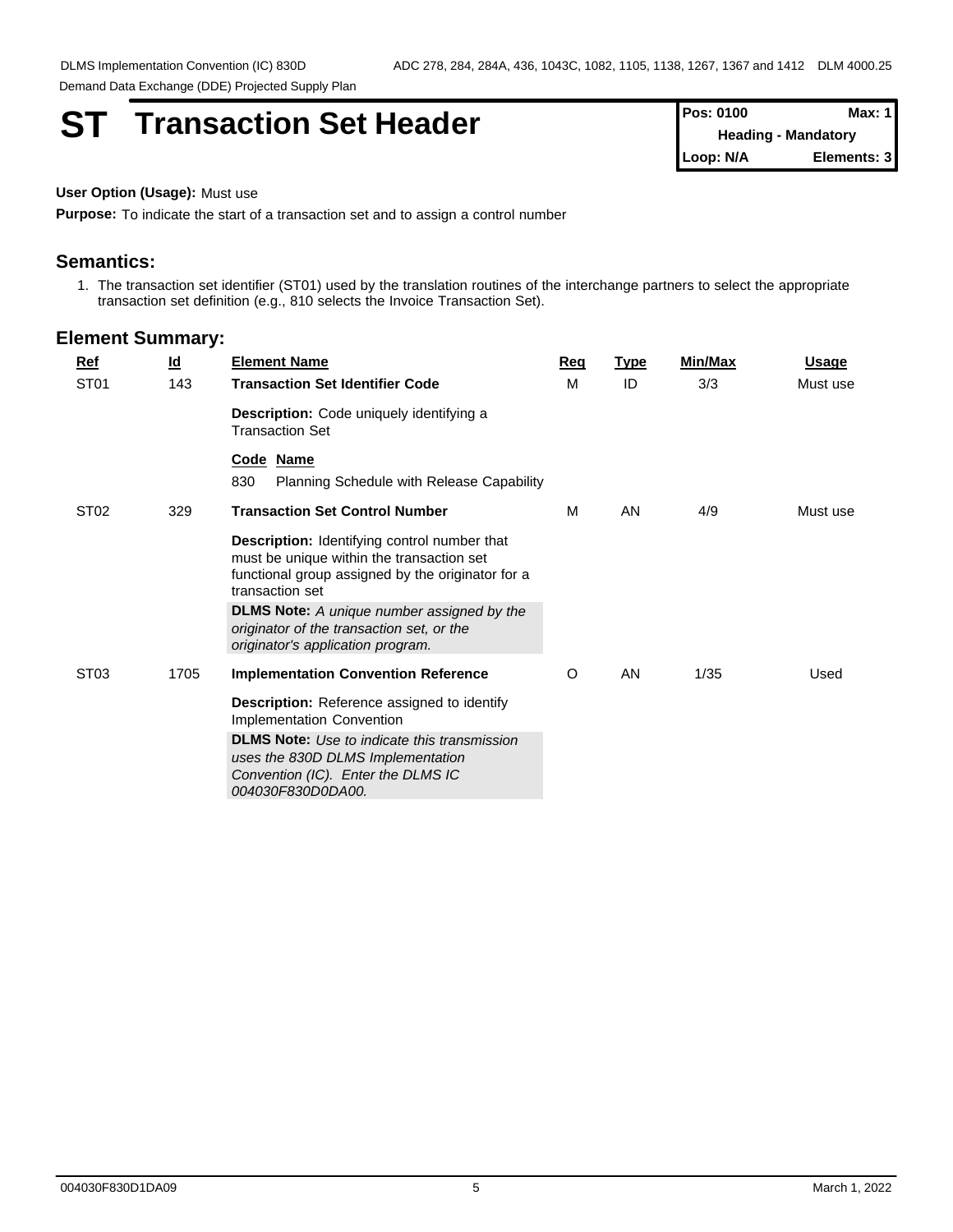# ST Transaction Set Header

| Pos: 0100 | Max: 1 |
| --- | --- |
| Heading - Mandatory | |
| Loop: N/A | Elements: 3 |

**User Option (Usage):** Must use

**Purpose:** To indicate the start of a transaction set and to assign a control number

## Semantics:

1. The transaction set identifier (ST01) used by the translation routines of the interchange partners to select the appropriate transaction set definition (e.g., 810 selects the Invoice Transaction Set).

## Element Summary:

| Ref | Id | Element Name | Req | Type | Min/Max | Usage |
| --- | --- | --- | --- | --- | --- | --- |
| ST01 | 143 | **Transaction Set Identifier Code** | M | ID | 3/3 | Must use |
| | | **Description:** Code uniquely identifying a Transaction Set | | | | |
| | | **Code Name** | | | | |
| | | 830 Planning Schedule with Release Capability | | | | |
| ST02 | 329 | **Transaction Set Control Number** | M | AN | 4/9 | Must use |
| | | **Description:** Identifying control number that must be unique within the transaction set functional group assigned by the originator for a transaction set | | | | |
| | | **DLMS Note:** *A unique number assigned by the originator of the transaction set, or the originator's application program.* | | | | |
| ST03 | 1705 | **Implementation Convention Reference** | O | AN | 1/35 | Used |
| | | **Description:** Reference assigned to identify Implementation Convention | | | | |
| | | **DLMS Note:** *Use to indicate this transmission uses the 830D DLMS Implementation Convention (IC). Enter the DLMS IC 004030F830D0DA00.* | | | | |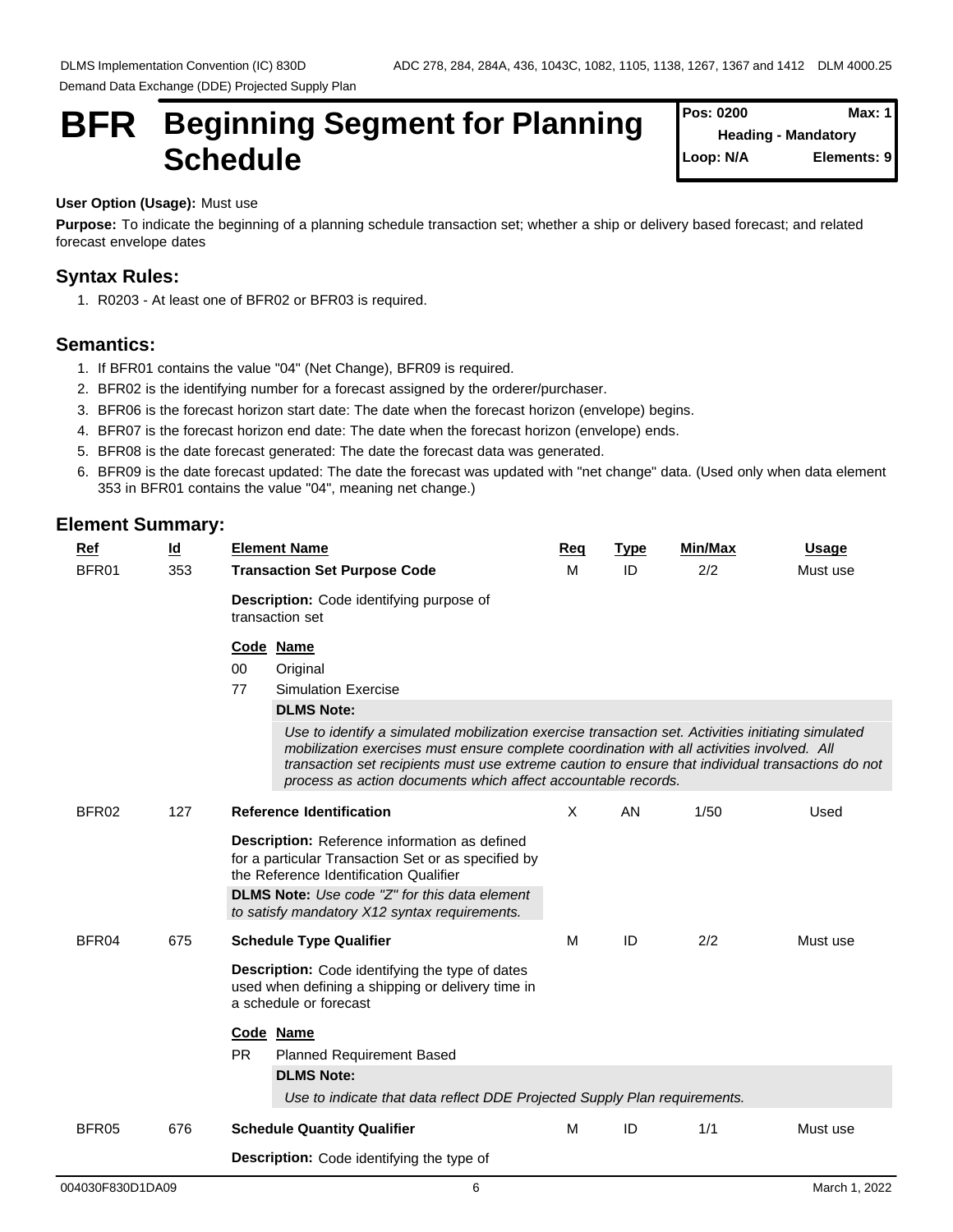# BFR Beginning Segment for Planning Schedule

| Pos: 0200 | Max: 1 |
|---|---|
| Heading - Mandatory | |
| Loop: N/A | Elements: 9 |

**User Option (Usage):** Must use

**Purpose:** To indicate the beginning of a planning schedule transaction set; whether a ship or delivery based forecast; and related forecast envelope dates

## Syntax Rules:

1. R0203 - At least one of BFR02 or BFR03 is required.

## Semantics:

1. If BFR01 contains the value "04" (Net Change), BFR09 is required.
2. BFR02 is the identifying number for a forecast assigned by the orderer/purchaser.
3. BFR06 is the forecast horizon start date: The date when the forecast horizon (envelope) begins.
4. BFR07 is the forecast horizon end date: The date when the forecast horizon (envelope) ends.
5. BFR08 is the date forecast generated: The date the forecast data was generated.
6. BFR09 is the date forecast updated: The date the forecast was updated with "net change" data. (Used only when data element 353 in BFR01 contains the value "04", meaning net change.)

## Element Summary:

| Ref | Id | Element Name | Req | Type | Min/Max | Usage |
|---|---|---|---|---|---|---|
| BFR01 | 353 | **Transaction Set Purpose Code** | M | ID | 2/2 | Must use |
| BFR02 | 127 | **Reference Identification** | X | AN | 1/50 | Used |
| BFR04 | 675 | **Schedule Type Qualifier** | M | ID | 2/2 | Must use |
| BFR05 | 676 | **Schedule Quantity Qualifier** | M | ID | 1/1 | Must use |

**BFR01**

**Description:** Code identifying purpose of transaction set

| Code | Name |
|---|---|
| 00 | Original |
| 77 | Simulation Exercise |

**DLMS Note:**

*Use to identify a simulated mobilization exercise transaction set. Activities initiating simulated mobilization exercises must ensure complete coordination with all activities involved. All transaction set recipients must use extreme caution to ensure that individual transactions do not process as action documents which affect accountable records.*

**BFR02**

**Description:** Reference information as defined for a particular Transaction Set or as specified by the Reference Identification Qualifier

**DLMS Note:** *Use code "Z" for this data element to satisfy mandatory X12 syntax requirements.*

**BFR04**

**Description:** Code identifying the type of dates used when defining a shipping or delivery time in a schedule or forecast

| Code | Name |
|---|---|
| PR | Planned Requirement Based |

**DLMS Note:**

*Use to indicate that data reflect DDE Projected Supply Plan requirements.*

**BFR05**

**Description:** Code identifying the type of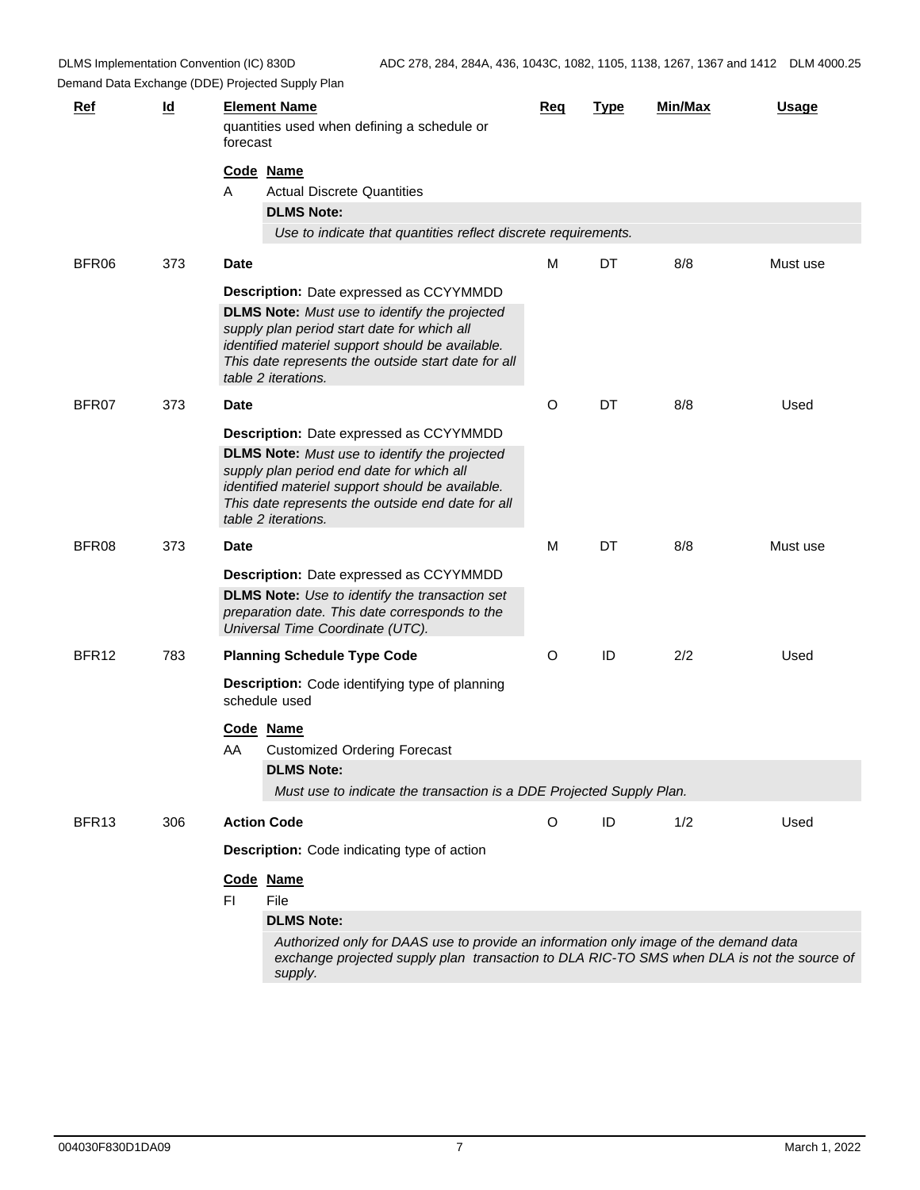| Ref | Id | Element Name | Req | Type | Min/Max | Usage |
|---|---|---|---|---|---|---|
| | | quantities used when defining a schedule or forecast | | | | |

**Code Name**

A Actual Discrete Quantities

**DLMS Note:**

*Use to indicate that quantities reflect discrete requirements.*

| Ref | Id | Element Name | Req | Type | Min/Max | Usage |
|---|---|---|---|---|---|---|
| BFR06 | 373 | **Date** | M | DT | 8/8 | Must use |

**Description:** Date expressed as CCYYMMDD

**DLMS Note:** *Must use to identify the projected supply plan period start date for which all identified materiel support should be available. This date represents the outside start date for all table 2 iterations.*

| Ref | Id | Element Name | Req | Type | Min/Max | Usage |
|---|---|---|---|---|---|---|
| BFR07 | 373 | **Date** | O | DT | 8/8 | Used |

**Description:** Date expressed as CCYYMMDD

**DLMS Note:** *Must use to identify the projected supply plan period end date for which all identified materiel support should be available. This date represents the outside end date for all table 2 iterations.*

| Ref | Id | Element Name | Req | Type | Min/Max | Usage |
|---|---|---|---|---|---|---|
| BFR08 | 373 | **Date** | M | DT | 8/8 | Must use |

**Description:** Date expressed as CCYYMMDD

**DLMS Note:** *Use to identify the transaction set preparation date. This date corresponds to the Universal Time Coordinate (UTC).*

| Ref | Id | Element Name | Req | Type | Min/Max | Usage |
|---|---|---|---|---|---|---|
| BFR12 | 783 | **Planning Schedule Type Code** | O | ID | 2/2 | Used |

**Description:** Code identifying type of planning schedule used

**Code Name**

AA Customized Ordering Forecast

**DLMS Note:**

*Must use to indicate the transaction is a DDE Projected Supply Plan.*

| Ref | Id | Element Name | Req | Type | Min/Max | Usage |
|---|---|---|---|---|---|---|
| BFR13 | 306 | **Action Code** | O | ID | 1/2 | Used |

**Description:** Code indicating type of action

**Code Name**

FI File

**DLMS Note:**

*Authorized only for DAAS use to provide an information only image of the demand data exchange projected supply plan transaction to DLA RIC-TO SMS when DLA is not the source of supply.*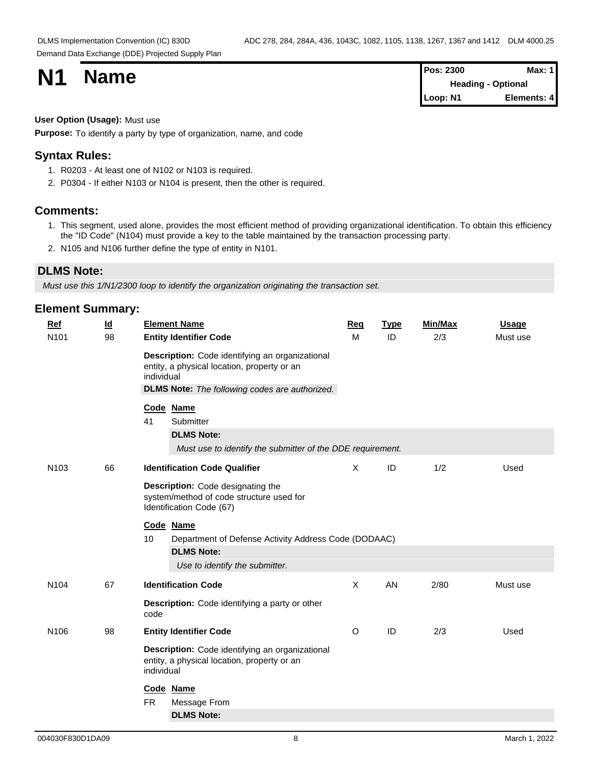# N1 Name

| Pos: 2300 | Max: 1 |
|---|---|
| Heading - Optional | |
| Loop: N1 | Elements: 4 |

**User Option (Usage):** Must use

**Purpose:** To identify a party by type of organization, name, and code

## Syntax Rules:

1. R0203 - At least one of N102 or N103 is required.
2. P0304 - If either N103 or N104 is present, then the other is required.

## Comments:

1. This segment, used alone, provides the most efficient method of providing organizational identification. To obtain this efficiency the "ID Code" (N104) must provide a key to the table maintained by the transaction processing party.
2. N105 and N106 further define the type of entity in N101.

## DLMS Note:

*Must use this 1/N1/2300 loop to identify the organization originating the transaction set.*

## Element Summary:

| Ref | Id | Element Name | Req | Type | Min/Max | Usage |
|---|---|---|---|---|---|---|
| N101 | 98 | **Entity Identifier Code** | M | ID | 2/3 | Must use |
| N103 | 66 | **Identification Code Qualifier** | X | ID | 1/2 | Used |
| N104 | 67 | **Identification Code** | X | AN | 2/80 | Must use |
| N106 | 98 | **Entity Identifier Code** | O | ID | 2/3 | Used |

**N101 – Entity Identifier Code**

**Description:** Code identifying an organizational entity, a physical location, property or an individual

**DLMS Note:** *The following codes are authorized.*

| Code | Name |
|---|---|
| 41 | Submitter |

**DLMS Note:**

*Must use to identify the submitter of the DDE requirement.*

**N103 – Identification Code Qualifier**

**Description:** Code designating the system/method of code structure used for Identification Code (67)

| Code | Name |
|---|---|
| 10 | Department of Defense Activity Address Code (DODAAC) |

**DLMS Note:**

*Use to identify the submitter.*

**N104 – Identification Code**

**Description:** Code identifying a party or other code

**N106 – Entity Identifier Code**

**Description:** Code identifying an organizational entity, a physical location, property or an individual

| Code | Name |
|---|---|
| FR | Message From |

**DLMS Note:**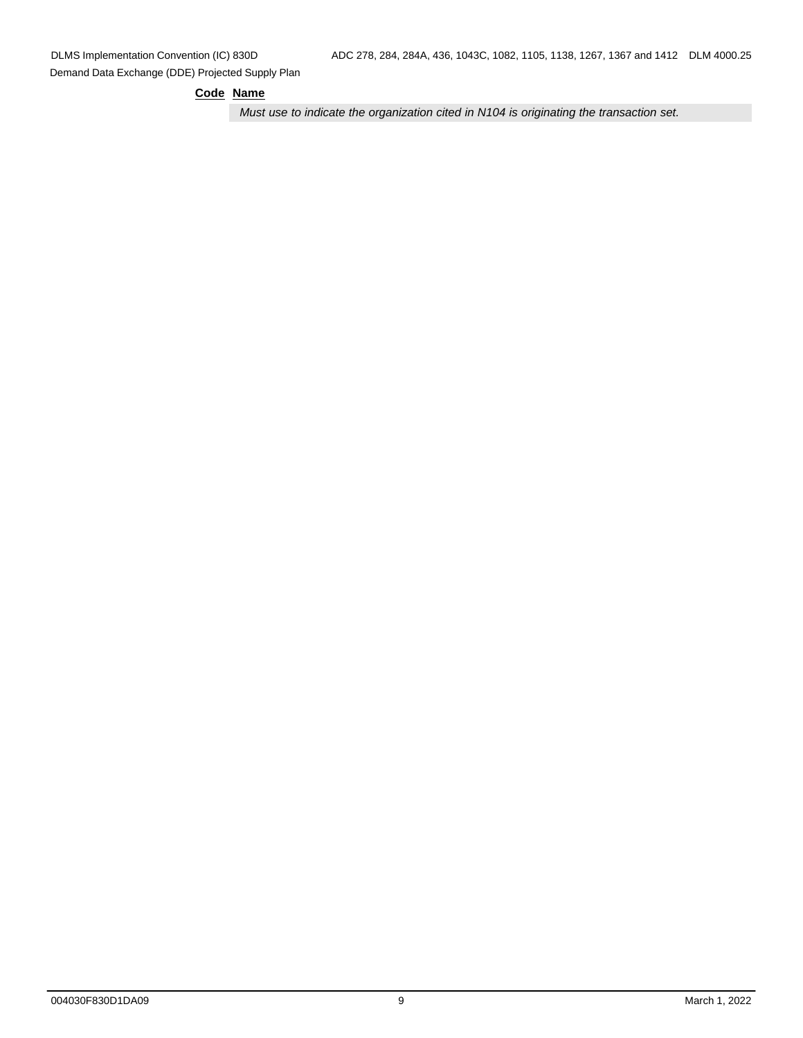| Code | Name |
| --- | --- |
| | *Must use to indicate the organization cited in N104 is originating the transaction set.* |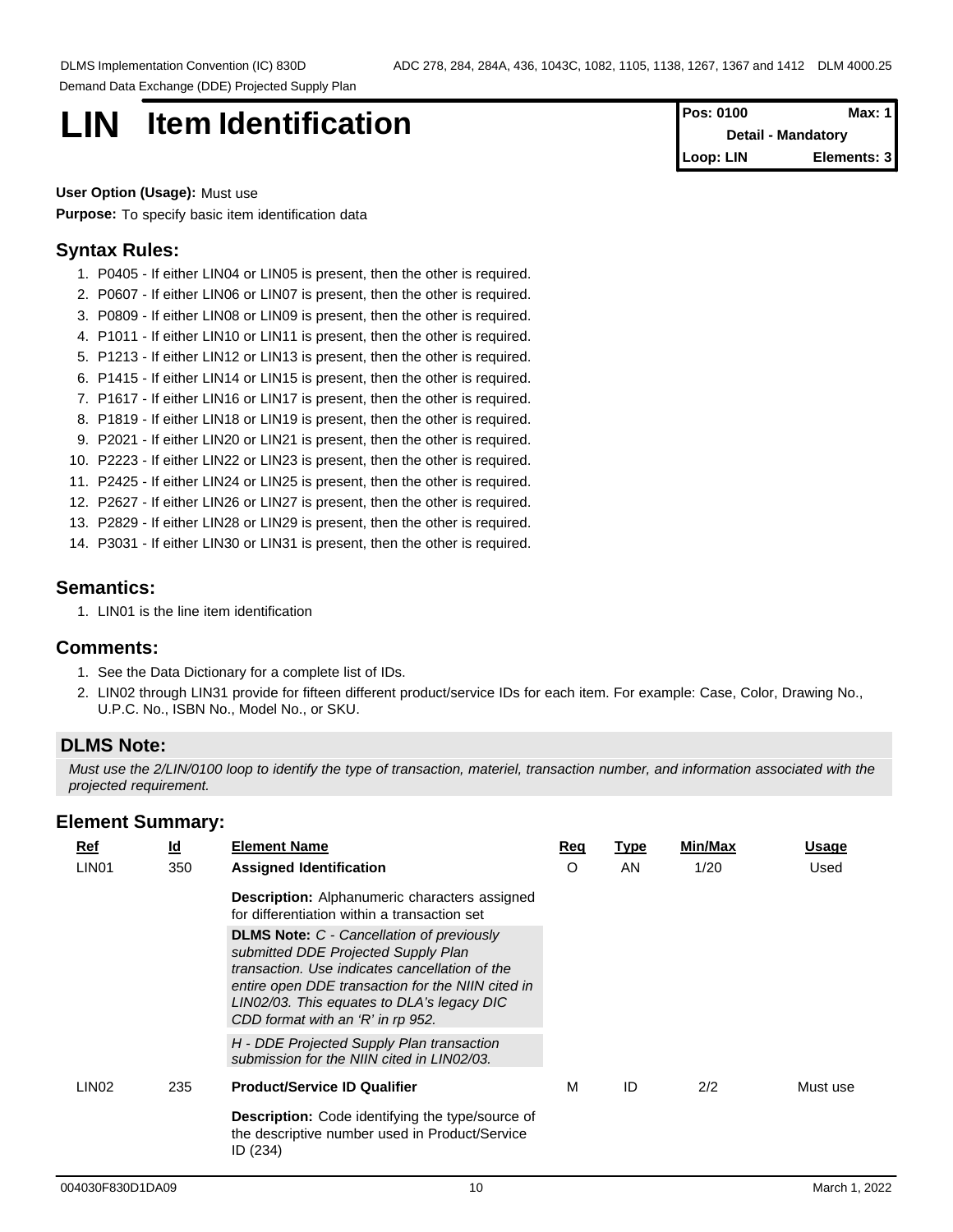# LIN Item Identification

| Pos: 0100 | Max: 1 |
|---|---|
| Detail - Mandatory | |
| Loop: LIN | Elements: 3 |

**User Option (Usage):** Must use

**Purpose:** To specify basic item identification data

## Syntax Rules:

1. P0405 - If either LIN04 or LIN05 is present, then the other is required.
2. P0607 - If either LIN06 or LIN07 is present, then the other is required.
3. P0809 - If either LIN08 or LIN09 is present, then the other is required.
4. P1011 - If either LIN10 or LIN11 is present, then the other is required.
5. P1213 - If either LIN12 or LIN13 is present, then the other is required.
6. P1415 - If either LIN14 or LIN15 is present, then the other is required.
7. P1617 - If either LIN16 or LIN17 is present, then the other is required.
8. P1819 - If either LIN18 or LIN19 is present, then the other is required.
9. P2021 - If either LIN20 or LIN21 is present, then the other is required.
10. P2223 - If either LIN22 or LIN23 is present, then the other is required.
11. P2425 - If either LIN24 or LIN25 is present, then the other is required.
12. P2627 - If either LIN26 or LIN27 is present, then the other is required.
13. P2829 - If either LIN28 or LIN29 is present, then the other is required.
14. P3031 - If either LIN30 or LIN31 is present, then the other is required.

## Semantics:

1. LIN01 is the line item identification

## Comments:

1. See the Data Dictionary for a complete list of IDs.
2. LIN02 through LIN31 provide for fifteen different product/service IDs for each item. For example: Case, Color, Drawing No., U.P.C. No., ISBN No., Model No., or SKU.

## DLMS Note:

*Must use the 2/LIN/0100 loop to identify the type of transaction, materiel, transaction number, and information associated with the projected requirement.*

## Element Summary:

| Ref | Id | Element Name | Req | Type | Min/Max | Usage |
|---|---|---|---|---|---|---|
| LIN01 | 350 | **Assigned Identification** | O | AN | 1/20 | Used |
| | | **Description:** Alphanumeric characters assigned for differentiation within a transaction set | | | | |
| | | **DLMS Note:** *C - Cancellation of previously submitted DDE Projected Supply Plan transaction. Use indicates cancellation of the entire open DDE transaction for the NIIN cited in LIN02/03. This equates to DLA's legacy DIC CDD format with an 'R' in rp 952.* | | | | |
| | | *H - DDE Projected Supply Plan transaction submission for the NIIN cited in LIN02/03.* | | | | |
| LIN02 | 235 | **Product/Service ID Qualifier** | M | ID | 2/2 | Must use |
| | | **Description:** Code identifying the type/source of the descriptive number used in Product/Service ID (234) | | | | |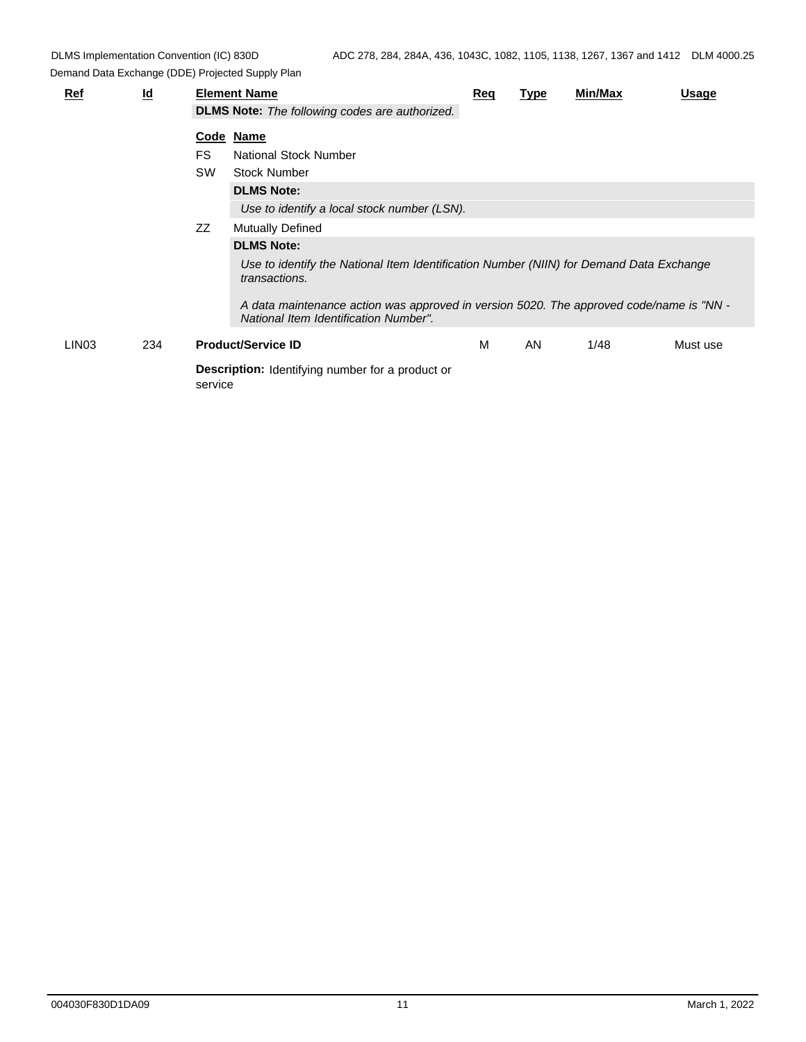| Ref | Id | Element Name | Req | Type | Min/Max | Usage |
|---|---|---|---|---|---|---|
| | | **DLMS Note:** *The following codes are authorized.* | | | | |

| Code | Name |
|---|---|
| FS | National Stock Number |
| SW | Stock Number |
| | **DLMS Note:** |
| | *Use to identify a local stock number (LSN).* |
| ZZ | Mutually Defined |
| | **DLMS Note:** |
| | *Use to identify the National Item Identification Number (NIIN) for Demand Data Exchange transactions.* |
| | *A data maintenance action was approved in version 5020. The approved code/name is "NN - National Item Identification Number".* |

| Ref | Id | Element Name | Req | Type | Min/Max | Usage |
|---|---|---|---|---|---|---|
| LIN03 | 234 | **Product/Service ID** | M | AN | 1/48 | Must use |

**Description:** Identifying number for a product or service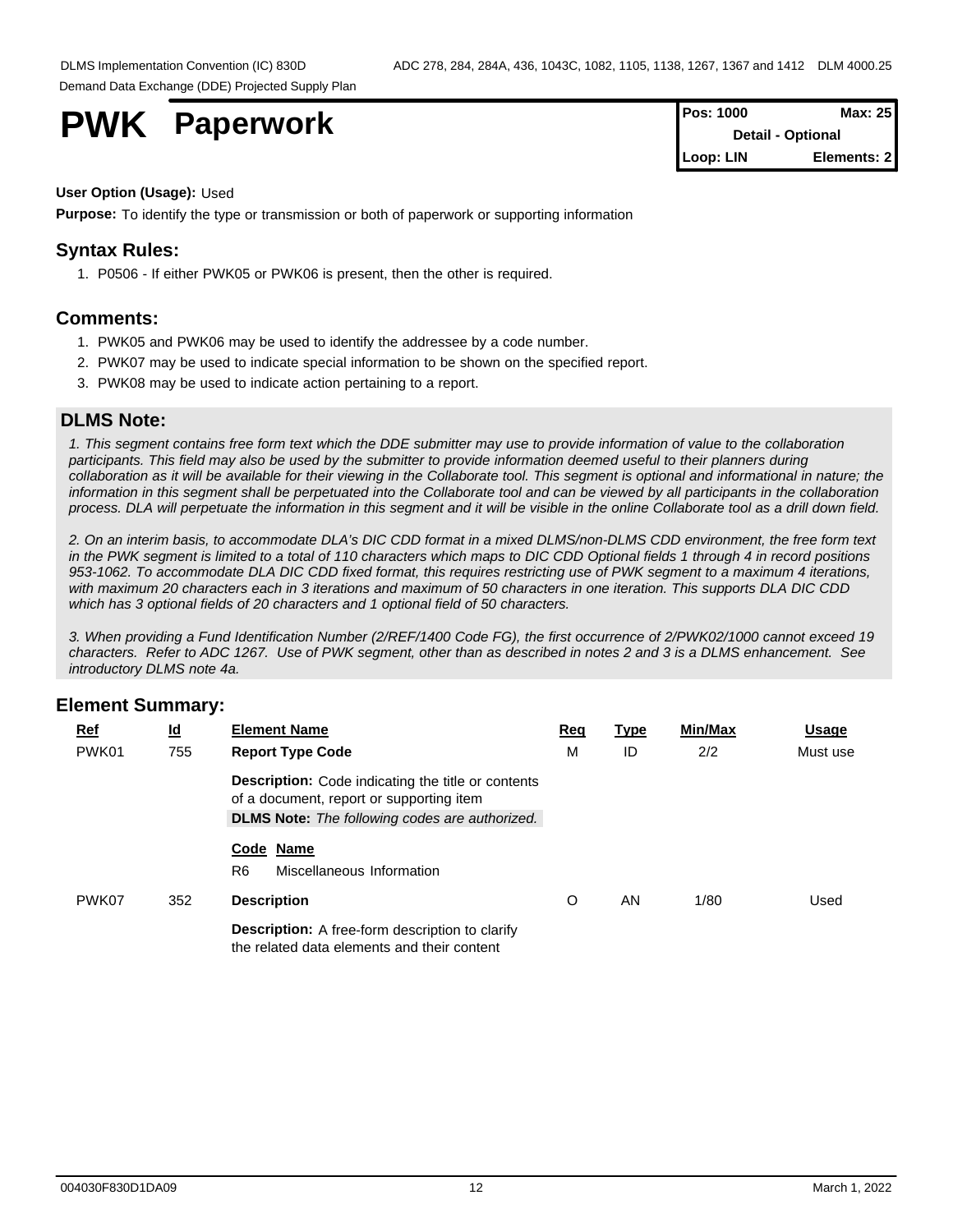# PWK Paperwork

| Pos: 1000 | Max: 25 |
|---|---|
| Detail - Optional | |
| Loop: LIN | Elements: 2 |

**User Option (Usage):** Used

**Purpose:** To identify the type or transmission or both of paperwork or supporting information

## Syntax Rules:

1. P0506 - If either PWK05 or PWK06 is present, then the other is required.

## Comments:

1. PWK05 and PWK06 may be used to identify the addressee by a code number.
2. PWK07 may be used to indicate special information to be shown on the specified report.
3. PWK08 may be used to indicate action pertaining to a report.

## DLMS Note:

*1. This segment contains free form text which the DDE submitter may use to provide information of value to the collaboration participants. This field may also be used by the submitter to provide information deemed useful to their planners during collaboration as it will be available for their viewing in the Collaborate tool. This segment is optional and informational in nature; the information in this segment shall be perpetuated into the Collaborate tool and can be viewed by all participants in the collaboration process. DLA will perpetuate the information in this segment and it will be visible in the online Collaborate tool as a drill down field.*

*2. On an interim basis, to accommodate DLA's DIC CDD format in a mixed DLMS/non-DLMS CDD environment, the free form text in the PWK segment is limited to a total of 110 characters which maps to DIC CDD Optional fields 1 through 4 in record positions 953-1062. To accommodate DLA DIC CDD fixed format, this requires restricting use of PWK segment to a maximum 4 iterations, with maximum 20 characters each in 3 iterations and maximum of 50 characters in one iteration. This supports DLA DIC CDD which has 3 optional fields of 20 characters and 1 optional field of 50 characters.*

*3. When providing a Fund Identification Number (2/REF/1400 Code FG), the first occurrence of 2/PWK02/1000 cannot exceed 19 characters. Refer to ADC 1267. Use of PWK segment, other than as described in notes 2 and 3 is a DLMS enhancement. See introductory DLMS note 4a.*

## Element Summary:

| Ref | Id | Element Name | Req | Type | Min/Max | Usage |
|---|---|---|---|---|---|---|
| PWK01 | 755 | **Report Type Code** | M | ID | 2/2 | Must use |
| | | **Description:** Code indicating the title or contents of a document, report or supporting item<br>**DLMS Note:** *The following codes are authorized.* | | | | |
| | | **Code Name**<br>R6 Miscellaneous Information | | | | |
| PWK07 | 352 | **Description** | O | AN | 1/80 | Used |
| | | **Description:** A free-form description to clarify the related data elements and their content | | | | |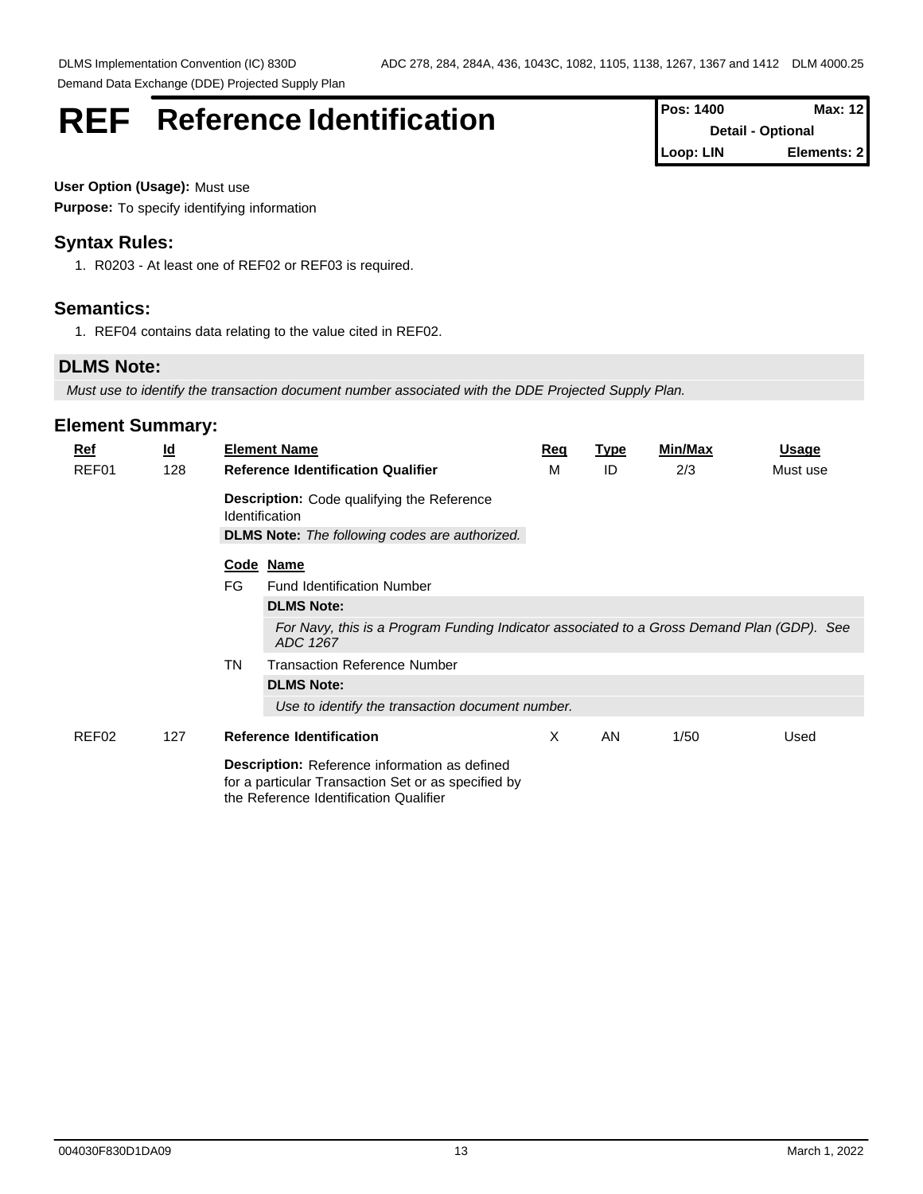# REF Reference Identification

| Pos: 1400 | Max: 12 |
|---|---|
| Detail - Optional | |
| Loop: LIN | Elements: 2 |

**User Option (Usage):** Must use

**Purpose:** To specify identifying information

## Syntax Rules:

1. R0203 - At least one of REF02 or REF03 is required.

## Semantics:

1. REF04 contains data relating to the value cited in REF02.

### DLMS Note:

*Must use to identify the transaction document number associated with the DDE Projected Supply Plan.*

## Element Summary:

| Ref | Id | Element Name | Req | Type | Min/Max | Usage |
|---|---|---|---|---|---|---|
| REF01 | 128 | **Reference Identification Qualifier** | M | ID | 2/3 | Must use |
| | | **Description:** Code qualifying the Reference Identification<br>**DLMS Note:** *The following codes are authorized.* | | | | |
| | | **Code** **Name** | | | | |
| | | FG Fund Identification Number<br>**DLMS Note:**<br>*For Navy, this is a Program Funding Indicator associated to a Gross Demand Plan (GDP). See ADC 1267* | | | | |
| | | TN Transaction Reference Number<br>**DLMS Note:**<br>*Use to identify the transaction document number.* | | | | |
| REF02 | 127 | **Reference Identification** | X | AN | 1/50 | Used |
| | | **Description:** Reference information as defined for a particular Transaction Set or as specified by the Reference Identification Qualifier | | | | |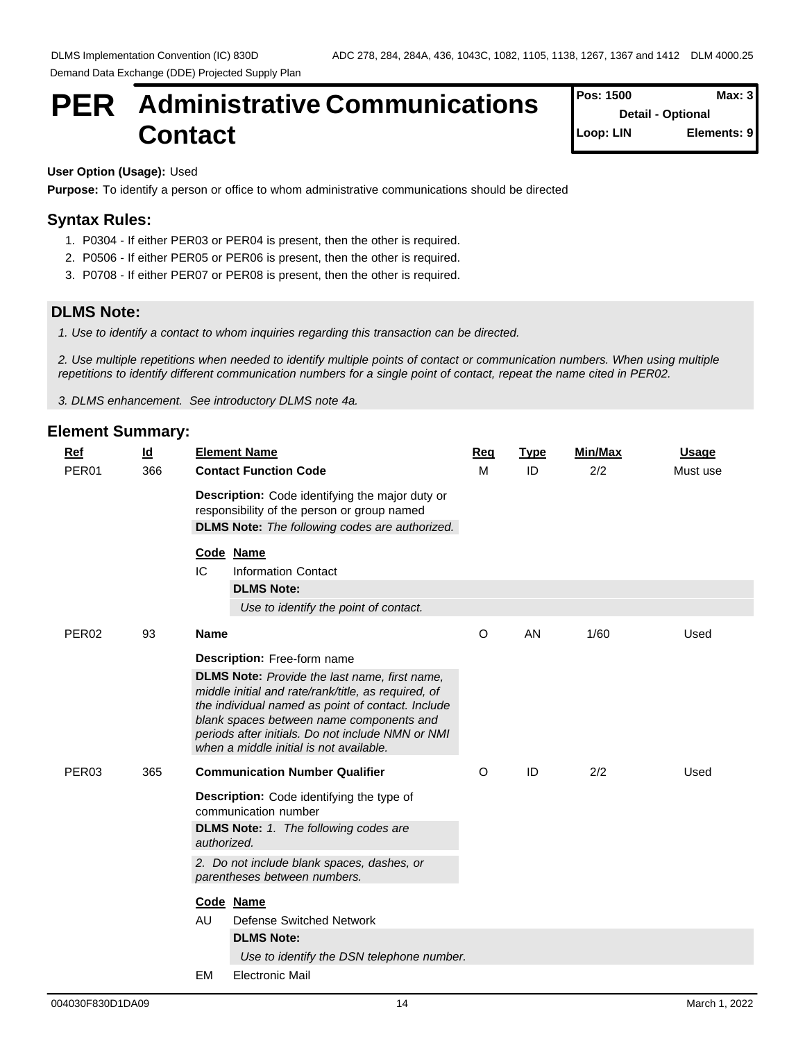# PER Administrative Communications Contact

| Pos: 1500 | Max: 3 |
|---|---|
| Detail - Optional | |
| Loop: LIN | Elements: 9 |

**User Option (Usage):** Used

**Purpose:** To identify a person or office to whom administrative communications should be directed

## Syntax Rules:

1. P0304 - If either PER03 or PER04 is present, then the other is required.
2. P0506 - If either PER05 or PER06 is present, then the other is required.
3. P0708 - If either PER07 or PER08 is present, then the other is required.

## DLMS Note:

*1. Use to identify a contact to whom inquiries regarding this transaction can be directed.*

*2. Use multiple repetitions when needed to identify multiple points of contact or communication numbers. When using multiple repetitions to identify different communication numbers for a single point of contact, repeat the name cited in PER02.*

*3. DLMS enhancement. See introductory DLMS note 4a.*

## Element Summary:

| Ref | Id | Element Name | Req | Type | Min/Max | Usage |
|---|---|---|---|---|---|---|
| PER01 | 366 | **Contact Function Code** | M | ID | 2/2 | Must use |
| PER02 | 93 | **Name** | O | AN | 1/60 | Used |
| PER03 | 365 | **Communication Number Qualifier** | O | ID | 2/2 | Used |

**PER01 – Contact Function Code**

**Description:** Code identifying the major duty or responsibility of the person or group named

**DLMS Note:** *The following codes are authorized.*

| Code | Name |
|---|---|
| IC | Information Contact |

**DLMS Note:**

*Use to identify the point of contact.*

**PER02 – Name**

**Description:** Free-form name

**DLMS Note:** *Provide the last name, first name, middle initial and rate/rank/title, as required, of the individual named as point of contact. Include blank spaces between name components and periods after initials. Do not include NMN or NMI when a middle initial is not available.*

**PER03 – Communication Number Qualifier**

**Description:** Code identifying the type of communication number

**DLMS Note:** *1. The following codes are authorized.*

*2. Do not include blank spaces, dashes, or parentheses between numbers.*

| Code | Name |
|---|---|
| AU | Defense Switched Network |

**DLMS Note:**

*Use to identify the DSN telephone number.*

| Code | Name |
|---|---|
| EM | Electronic Mail |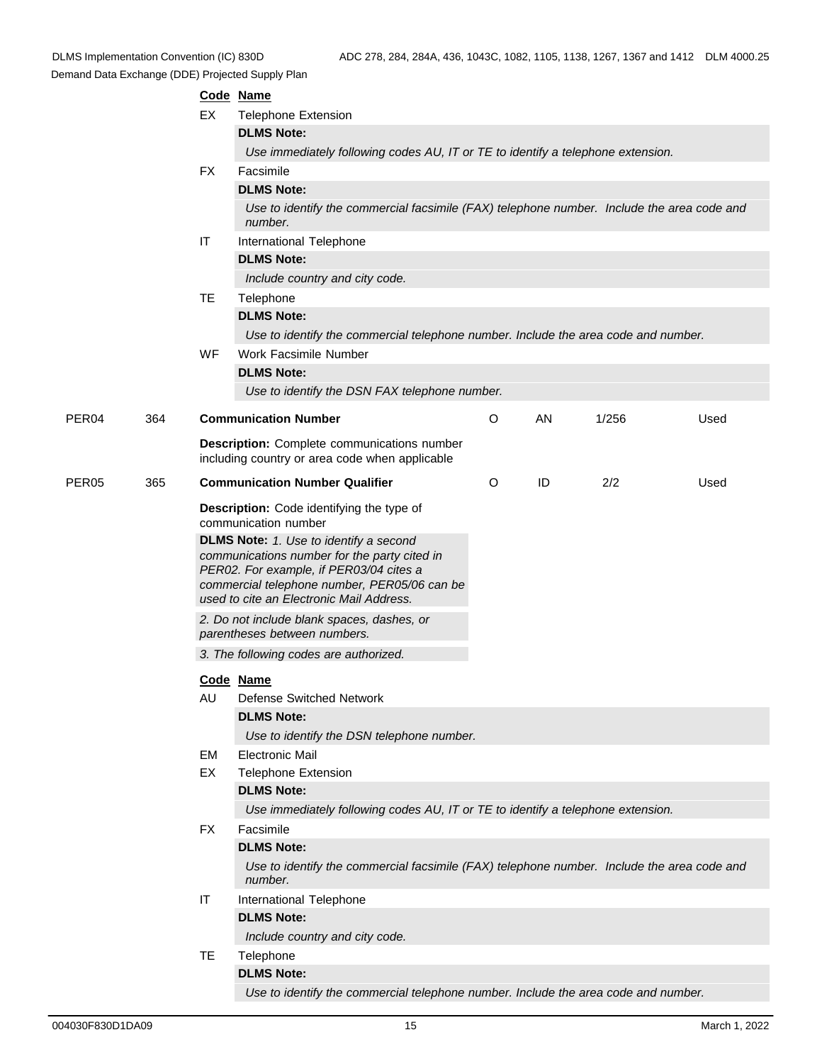| Code | Name |
|---|---|
| EX | Telephone Extension |

**DLMS Note:**

*Use immediately following codes AU, IT or TE to identify a telephone extension.*

| Code | Name |
|---|---|
| FX | Facsimile |

**DLMS Note:**

*Use to identify the commercial facsimile (FAX) telephone number. Include the area code and number.*

| Code | Name |
|---|---|
| IT | International Telephone |

**DLMS Note:**

*Include country and city code.*

| Code | Name |
|---|---|
| TE | Telephone |

**DLMS Note:**

*Use to identify the commercial telephone number. Include the area code and number.*

| Code | Name |
|---|---|
| WF | Work Facsimile Number |

**DLMS Note:**

*Use to identify the DSN FAX telephone number.*

| PER04 | 364 | **Communication Number** | O | AN | 1/256 | Used |
|---|---|---|---|---|---|---|

**Description:** Complete communications number including country or area code when applicable

| PER05 | 365 | **Communication Number Qualifier** | O | ID | 2/2 | Used |
|---|---|---|---|---|---|---|

**Description:** Code identifying the type of communication number

**DLMS Note:** *1. Use to identify a second communications number for the party cited in PER02. For example, if PER03/04 cites a commercial telephone number, PER05/06 can be used to cite an Electronic Mail Address.*

*2. Do not include blank spaces, dashes, or parentheses between numbers.*

*3. The following codes are authorized.*

| Code | Name |
|---|---|
| AU | Defense Switched Network |

**DLMS Note:**

*Use to identify the DSN telephone number.*

| Code | Name |
|---|---|
| EM | Electronic Mail |
| EX | Telephone Extension |

**DLMS Note:**

*Use immediately following codes AU, IT or TE to identify a telephone extension.*

| Code | Name |
|---|---|
| FX | Facsimile |

**DLMS Note:**

*Use to identify the commercial facsimile (FAX) telephone number. Include the area code and number.*

| Code | Name |
|---|---|
| IT | International Telephone |

**DLMS Note:**

*Include country and city code.*

| Code | Name |
|---|---|
| TE | Telephone |

**DLMS Note:**

*Use to identify the commercial telephone number. Include the area code and number.*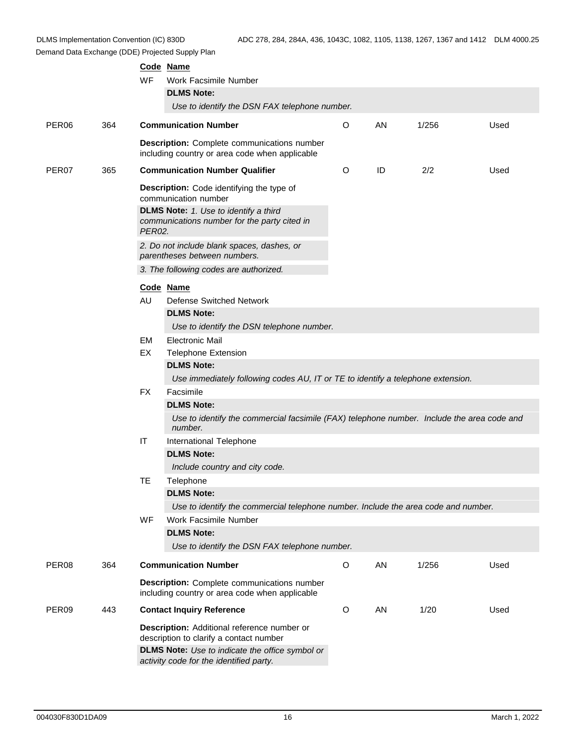| Code | Name |
|---|---|
| WF | Work Facsimile Number |

**DLMS Note:**

*Use to identify the DSN FAX telephone number.*

| | | | | | | |
|---|---|---|---|---|---|---|
| PER06 | 364 | **Communication Number** | O | AN | 1/256 | Used |

**Description:** Complete communications number including country or area code when applicable

| | | | | | | |
|---|---|---|---|---|---|---|
| PER07 | 365 | **Communication Number Qualifier** | O | ID | 2/2 | Used |

**Description:** Code identifying the type of communication number

**DLMS Note:** *1. Use to identify a third communications number for the party cited in PER02.*

*2. Do not include blank spaces, dashes, or parentheses between numbers.*

*3. The following codes are authorized.*

| Code | Name |
|---|---|
| AU | Defense Switched Network |

**DLMS Note:**

*Use to identify the DSN telephone number.*

| Code | Name |
|---|---|
| EM | Electronic Mail |
| EX | Telephone Extension |

**DLMS Note:**

*Use immediately following codes AU, IT or TE to identify a telephone extension.*

| Code | Name |
|---|---|
| FX | Facsimile |

**DLMS Note:**

*Use to identify the commercial facsimile (FAX) telephone number. Include the area code and number.*

| Code | Name |
|---|---|
| IT | International Telephone |

**DLMS Note:**

*Include country and city code.*

| Code | Name |
|---|---|
| TE | Telephone |

**DLMS Note:**

*Use to identify the commercial telephone number. Include the area code and number.*

| Code | Name |
|---|---|
| WF | Work Facsimile Number |

**DLMS Note:**

*Use to identify the DSN FAX telephone number.*

| | | | | | | |
|---|---|---|---|---|---|---|
| PER08 | 364 | **Communication Number** | O | AN | 1/256 | Used |

**Description:** Complete communications number including country or area code when applicable

| | | | | | | |
|---|---|---|---|---|---|---|
| PER09 | 443 | **Contact Inquiry Reference** | O | AN | 1/20 | Used |

**Description:** Additional reference number or description to clarify a contact number

**DLMS Note:** *Use to indicate the office symbol or activity code for the identified party.*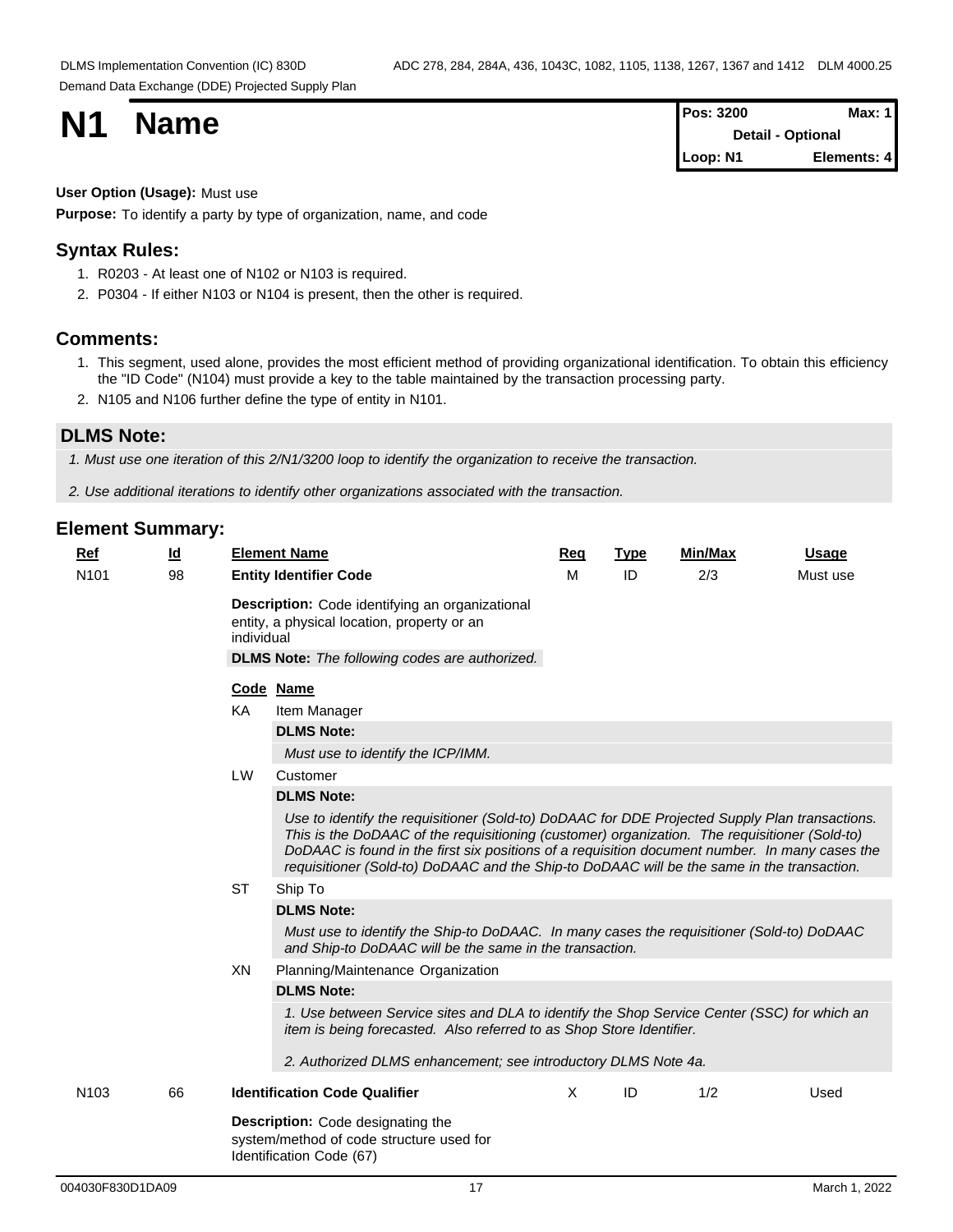# N1 Name

| Pos: 3200 | Max: 1 |
|---|---|
| Detail - Optional | |
| Loop: N1 | Elements: 4 |

**User Option (Usage):** Must use

**Purpose:** To identify a party by type of organization, name, and code

## Syntax Rules:

1. R0203 - At least one of N102 or N103 is required.
2. P0304 - If either N103 or N104 is present, then the other is required.

## Comments:

1. This segment, used alone, provides the most efficient method of providing organizational identification. To obtain this efficiency the "ID Code" (N104) must provide a key to the table maintained by the transaction processing party.
2. N105 and N106 further define the type of entity in N101.

## DLMS Note:

*1. Must use one iteration of this 2/N1/3200 loop to identify the organization to receive the transaction.*

*2. Use additional iterations to identify other organizations associated with the transaction.*

## Element Summary:

| Ref | Id | Element Name | Req | Type | Min/Max | Usage |
|---|---|---|---|---|---|---|
| N101 | 98 | **Entity Identifier Code** | M | ID | 2/3 | Must use |

**Description:** Code identifying an organizational entity, a physical location, property or an individual

**DLMS Note:** *The following codes are authorized.*

| Code | Name |
|---|---|
| KA | Item Manager<br>**DLMS Note:**<br>*Must use to identify the ICP/IMM.* |
| LW | Customer<br>**DLMS Note:**<br>*Use to identify the requisitioner (Sold-to) DoDAAC for DDE Projected Supply Plan transactions. This is the DoDAAC of the requisitioning (customer) organization. The requisitioner (Sold-to) DoDAAC is found in the first six positions of a requisition document number. In many cases the requisitioner (Sold-to) DoDAAC and the Ship-to DoDAAC will be the same in the transaction.* |
| ST | Ship To<br>**DLMS Note:**<br>*Must use to identify the Ship-to DoDAAC. In many cases the requisitioner (Sold-to) DoDAAC and Ship-to DoDAAC will be the same in the transaction.* |
| XN | Planning/Maintenance Organization<br>**DLMS Note:**<br>*1. Use between Service sites and DLA to identify the Shop Service Center (SSC) for which an item is being forecasted. Also referred to as Shop Store Identifier.*<br>*2. Authorized DLMS enhancement; see introductory DLMS Note 4a.* |

| Ref | Id | Element Name | Req | Type | Min/Max | Usage |
|---|---|---|---|---|---|---|
| N103 | 66 | **Identification Code Qualifier** | X | ID | 1/2 | Used |

**Description:** Code designating the system/method of code structure used for Identification Code (67)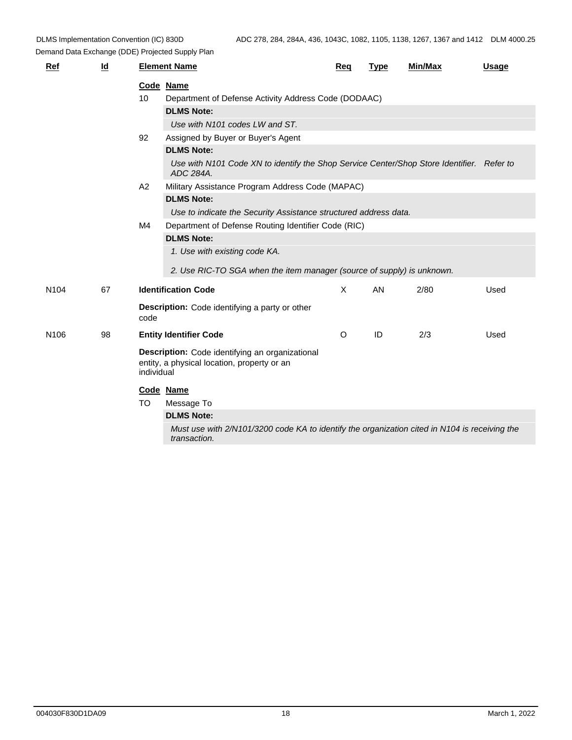| Ref | Id | Element Name | Req | Type | Min/Max | Usage |
|---|---|---|---|---|---|---|

**Code Name**

10 Department of Defense Activity Address Code (DODAAC)

**DLMS Note:**

*Use with N101 codes LW and ST.*

92 Assigned by Buyer or Buyer's Agent

**DLMS Note:**

*Use with N101 Code XN to identify the Shop Service Center/Shop Store Identifier. Refer to ADC 284A.*

A2 Military Assistance Program Address Code (MAPAC)

**DLMS Note:**

*Use to indicate the Security Assistance structured address data.*

M4 Department of Defense Routing Identifier Code (RIC)

**DLMS Note:**

*1. Use with existing code KA.*

*2. Use RIC-TO SGA when the item manager (source of supply) is unknown.*

| Ref | Id | Element Name | Req | Type | Min/Max | Usage |
|---|---|---|---|---|---|---|
| N104 | 67 | **Identification Code** | X | AN | 2/80 | Used |

**Description:** Code identifying a party or other code

| Ref | Id | Element Name | Req | Type | Min/Max | Usage |
|---|---|---|---|---|---|---|
| N106 | 98 | **Entity Identifier Code** | O | ID | 2/3 | Used |

**Description:** Code identifying an organizational entity, a physical location, property or an individual

**Code Name**

TO Message To

**DLMS Note:**

*Must use with 2/N101/3200 code KA to identify the organization cited in N104 is receiving the transaction.*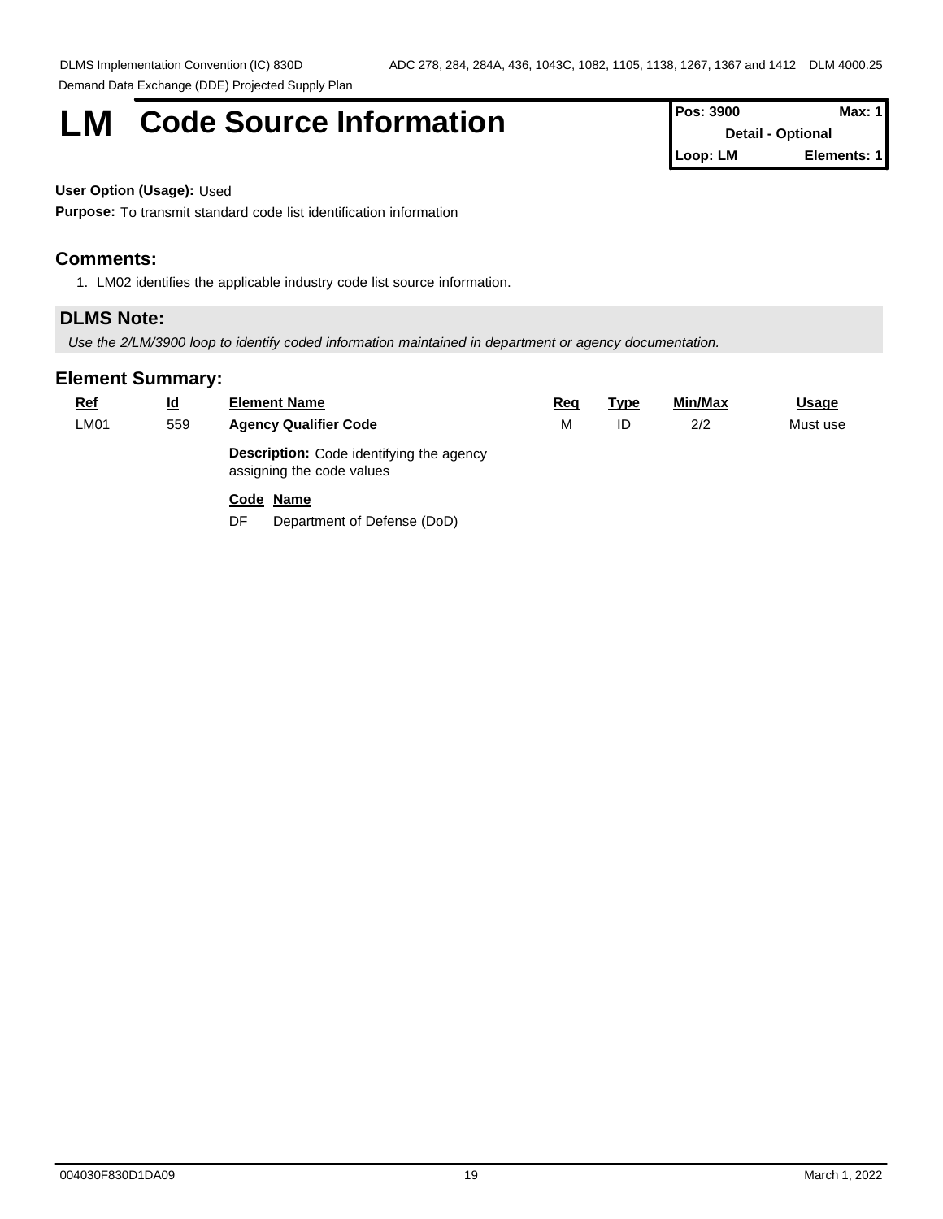# LM Code Source Information

| Pos: 3900 | Max: 1 |
|---|---|
| Detail - Optional | |
| Loop: LM | Elements: 1 |

**User Option (Usage):** Used

**Purpose:** To transmit standard code list identification information

## Comments:

1. LM02 identifies the applicable industry code list source information.

## DLMS Note:

*Use the 2/LM/3900 loop to identify coded information maintained in department or agency documentation.*

## Element Summary:

| Ref | Id | Element Name | Req | Type | Min/Max | Usage |
|---|---|---|---|---|---|---|
| LM01 | 559 | **Agency Qualifier Code** | M | ID | 2/2 | Must use |
| | | **Description:** Code identifying the agency assigning the code values | | | | |
| | | **Code** **Name** | | | | |
| | | DF Department of Defense (DoD) | | | | |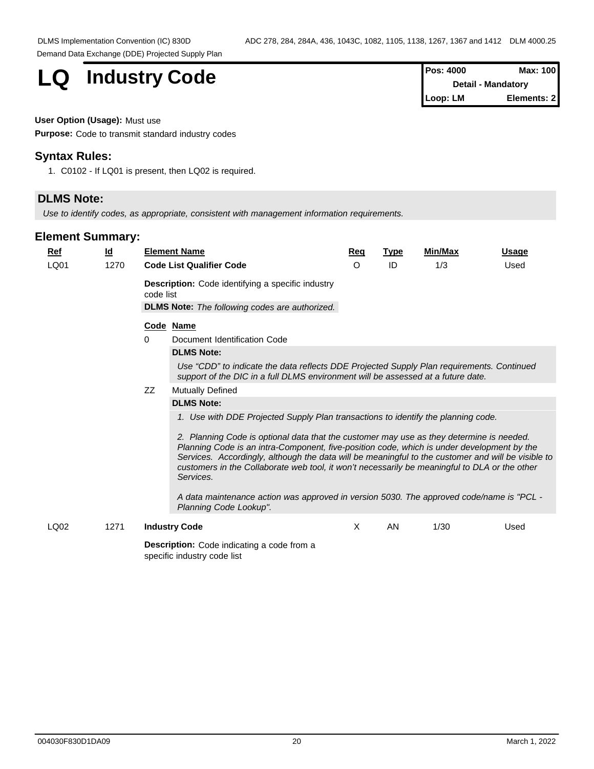# LQ Industry Code

| Pos: 4000 | Max: 100 |
|---|---|
| Detail - Mandatory | |
| Loop: LM | Elements: 2 |

**User Option (Usage):** Must use

**Purpose:** Code to transmit standard industry codes

## Syntax Rules:

1. C0102 - If LQ01 is present, then LQ02 is required.

## DLMS Note:

*Use to identify codes, as appropriate, consistent with management information requirements.*

## Element Summary:

| Ref | Id | Element Name | Req | Type | Min/Max | Usage |
|---|---|---|---|---|---|---|
| LQ01 | 1270 | **Code List Qualifier Code** | O | ID | 1/3 | Used |

**Description:** Code identifying a specific industry code list

**DLMS Note:** *The following codes are authorized.*

| Code | Name |
|---|---|
| 0 | Document Identification Code |
| ZZ | Mutually Defined |

**0 — Document Identification Code**

**DLMS Note:**

*Use "CDD" to indicate the data reflects DDE Projected Supply Plan requirements. Continued support of the DIC in a full DLMS environment will be assessed at a future date.*

**ZZ — Mutually Defined**

**DLMS Note:**

*1. Use with DDE Projected Supply Plan transactions to identify the planning code.*

*2. Planning Code is optional data that the customer may use as they determine is needed. Planning Code is an intra-Component, five-position code, which is under development by the Services. Accordingly, although the data will be meaningful to the customer and will be visible to customers in the Collaborate web tool, it won't necessarily be meaningful to DLA or the other Services.*

*A data maintenance action was approved in version 5030. The approved code/name is "PCL - Planning Code Lookup".*

| Ref | Id | Element Name | Req | Type | Min/Max | Usage |
|---|---|---|---|---|---|---|
| LQ02 | 1271 | **Industry Code** | X | AN | 1/30 | Used |

**Description:** Code indicating a code from a specific industry code list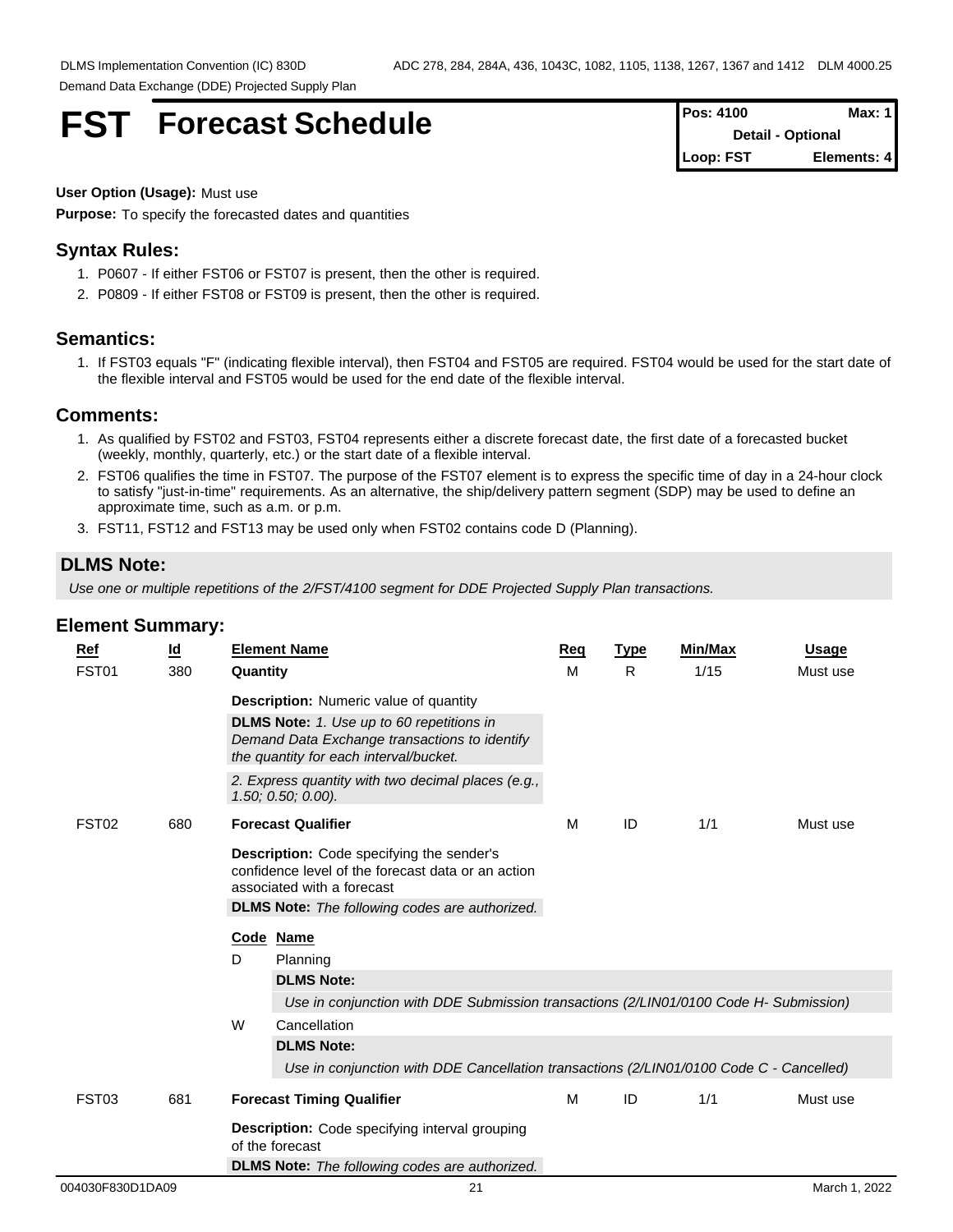# FST Forecast Schedule

| Pos: 4100 | Max: 1 |
| --- | --- |
| Detail - Optional | |
| Loop: FST | Elements: 4 |

**User Option (Usage):** Must use

**Purpose:** To specify the forecasted dates and quantities

## Syntax Rules:

1. P0607 - If either FST06 or FST07 is present, then the other is required.
2. P0809 - If either FST08 or FST09 is present, then the other is required.

## Semantics:

1. If FST03 equals "F" (indicating flexible interval), then FST04 and FST05 are required. FST04 would be used for the start date of the flexible interval and FST05 would be used for the end date of the flexible interval.

## Comments:

1. As qualified by FST02 and FST03, FST04 represents either a discrete forecast date, the first date of a forecasted bucket (weekly, monthly, quarterly, etc.) or the start date of a flexible interval.
2. FST06 qualifies the time in FST07. The purpose of the FST07 element is to express the specific time of day in a 24-hour clock to satisfy "just-in-time" requirements. As an alternative, the ship/delivery pattern segment (SDP) may be used to define an approximate time, such as a.m. or p.m.
3. FST11, FST12 and FST13 may be used only when FST02 contains code D (Planning).

## DLMS Note:

*Use one or multiple repetitions of the 2/FST/4100 segment for DDE Projected Supply Plan transactions.*

## Element Summary:

| Ref | Id | Element Name | Req | Type | Min/Max | Usage |
| --- | --- | --- | --- | --- | --- | --- |
| FST01 | 380 | **Quantity** | M | R | 1/15 | Must use |
| | | **Description:** Numeric value of quantity | | | | |
| | | **DLMS Note:** *1. Use up to 60 repetitions in Demand Data Exchange transactions to identify the quantity for each interval/bucket.* | | | | |
| | | *2. Express quantity with two decimal places (e.g., 1.50; 0.50; 0.00).* | | | | |
| FST02 | 680 | **Forecast Qualifier** | M | ID | 1/1 | Must use |
| | | **Description:** Code specifying the sender's confidence level of the forecast data or an action associated with a forecast | | | | |
| | | **DLMS Note:** *The following codes are authorized.* | | | | |
| FST03 | 681 | **Forecast Timing Qualifier** | M | ID | 1/1 | Must use |
| | | **Description:** Code specifying interval grouping of the forecast | | | | |
| | | **DLMS Note:** *The following codes are authorized.* | | | | |

FST02 codes:

| Code | Name |
| --- | --- |
| D | Planning |
| | **DLMS Note:** *Use in conjunction with DDE Submission transactions (2/LIN01/0100 Code H- Submission)* |
| W | Cancellation |
| | **DLMS Note:** *Use in conjunction with DDE Cancellation transactions (2/LIN01/0100 Code C - Cancelled)* |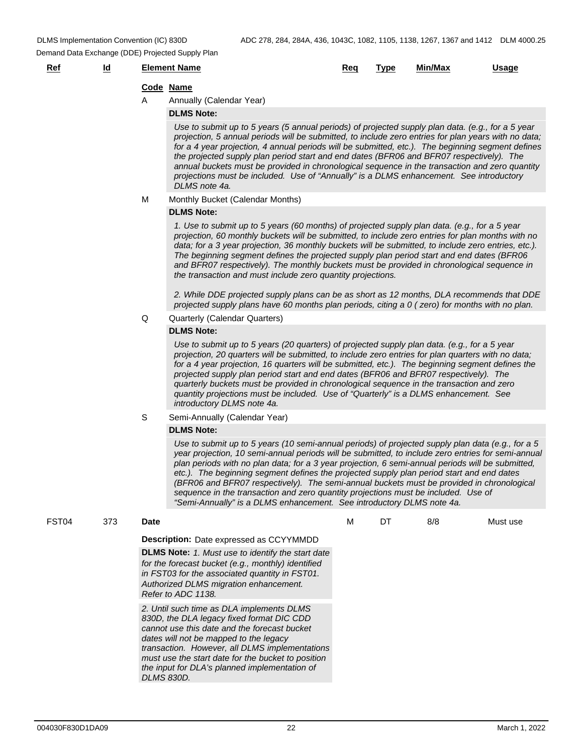| Ref | Id | Element Name | Req | Type | Min/Max | Usage |
|---|---|---|---|---|---|---|

**Code Name**

**A** Annually (Calendar Year)

**DLMS Note:**

*Use to submit up to 5 years (5 annual periods) of projected supply plan data. (e.g., for a 5 year projection, 5 annual periods will be submitted, to include zero entries for plan years with no data; for a 4 year projection, 4 annual periods will be submitted, etc.). The beginning segment defines the projected supply plan period start and end dates (BFR06 and BFR07 respectively). The annual buckets must be provided in chronological sequence in the transaction and zero quantity projections must be included. Use of "Annually" is a DLMS enhancement. See introductory DLMS note 4a.*

**M** Monthly Bucket (Calendar Months)

**DLMS Note:**

*1. Use to submit up to 5 years (60 months) of projected supply plan data. (e.g., for a 5 year projection, 60 monthly buckets will be submitted, to include zero entries for plan months with no data; for a 3 year projection, 36 monthly buckets will be submitted, to include zero entries, etc.). The beginning segment defines the projected supply plan period start and end dates (BFR06 and BFR07 respectively). The monthly buckets must be provided in chronological sequence in the transaction and must include zero quantity projections.*

*2. While DDE projected supply plans can be as short as 12 months, DLA recommends that DDE projected supply plans have 60 months plan periods, citing a 0 ( zero) for months with no plan.*

**Q** Quarterly (Calendar Quarters)

**DLMS Note:**

*Use to submit up to 5 years (20 quarters) of projected supply plan data. (e.g., for a 5 year projection, 20 quarters will be submitted, to include zero entries for plan quarters with no data; for a 4 year projection, 16 quarters will be submitted, etc.). The beginning segment defines the projected supply plan period start and end dates (BFR06 and BFR07 respectively). The quarterly buckets must be provided in chronological sequence in the transaction and zero quantity projections must be included. Use of "Quarterly" is a DLMS enhancement. See introductory DLMS note 4a.*

**S** Semi-Annually (Calendar Year)

**DLMS Note:**

*Use to submit up to 5 years (10 semi-annual periods) of projected supply plan data (e.g., for a 5 year projection, 10 semi-annual periods will be submitted, to include zero entries for semi-annual plan periods with no plan data; for a 3 year projection, 6 semi-annual periods will be submitted, etc.). The beginning segment defines the projected supply plan period start and end dates (BFR06 and BFR07 respectively). The semi-annual buckets must be provided in chronological sequence in the transaction and zero quantity projections must be included. Use of "Semi-Annually" is a DLMS enhancement. See introductory DLMS note 4a.*

| Ref | Id | Element Name | Req | Type | Min/Max | Usage |
|---|---|---|---|---|---|---|
| FST04 | 373 | **Date** | M | DT | 8/8 | Must use |

**Description:** Date expressed as CCYYMMDD

**DLMS Note:** *1. Must use to identify the start date for the forecast bucket (e.g., monthly) identified in FST03 for the associated quantity in FST01. Authorized DLMS migration enhancement. Refer to ADC 1138.*

*2. Until such time as DLA implements DLMS 830D, the DLA legacy fixed format DIC CDD cannot use this date and the forecast bucket dates will not be mapped to the legacy transaction. However, all DLMS implementations must use the start date for the bucket to position the input for DLA's planned implementation of DLMS 830D.*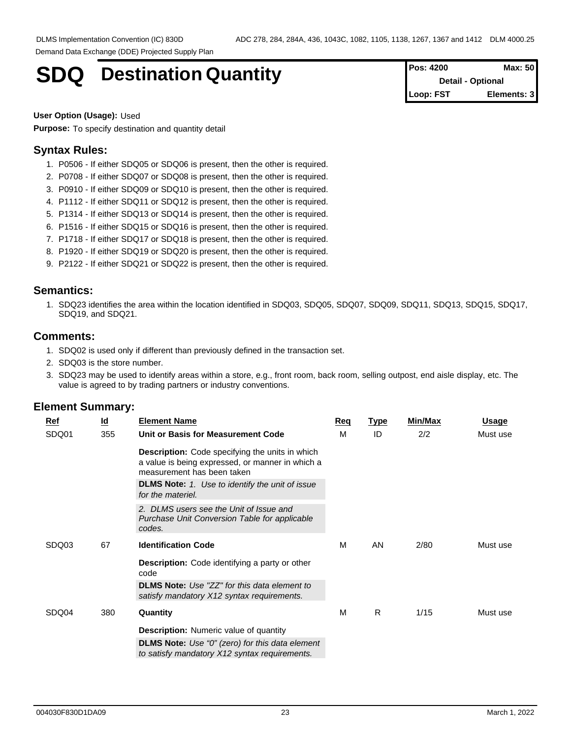# SDQ Destination Quantity

| Pos: 4200 | Max: 50 |
| --- | --- |
| Detail - Optional | |
| Loop: FST | Elements: 3 |

**User Option (Usage):** Used

**Purpose:** To specify destination and quantity detail

## Syntax Rules:

1. P0506 - If either SDQ05 or SDQ06 is present, then the other is required.
2. P0708 - If either SDQ07 or SDQ08 is present, then the other is required.
3. P0910 - If either SDQ09 or SDQ10 is present, then the other is required.
4. P1112 - If either SDQ11 or SDQ12 is present, then the other is required.
5. P1314 - If either SDQ13 or SDQ14 is present, then the other is required.
6. P1516 - If either SDQ15 or SDQ16 is present, then the other is required.
7. P1718 - If either SDQ17 or SDQ18 is present, then the other is required.
8. P1920 - If either SDQ19 or SDQ20 is present, then the other is required.
9. P2122 - If either SDQ21 or SDQ22 is present, then the other is required.

## Semantics:

1. SDQ23 identifies the area within the location identified in SDQ03, SDQ05, SDQ07, SDQ09, SDQ11, SDQ13, SDQ15, SDQ17, SDQ19, and SDQ21.

## Comments:

1. SDQ02 is used only if different than previously defined in the transaction set.
2. SDQ03 is the store number.
3. SDQ23 may be used to identify areas within a store, e.g., front room, back room, selling outpost, end aisle display, etc. The value is agreed to by trading partners or industry conventions.

## Element Summary:

| Ref | Id | Element Name | Req | Type | Min/Max | Usage |
| --- | --- | --- | --- | --- | --- | --- |
| SDQ01 | 355 | **Unit or Basis for Measurement Code** | M | ID | 2/2 | Must use |
| | | **Description:** Code specifying the units in which a value is being expressed, or manner in which a measurement has been taken | | | | |
| | | **DLMS Note:** *1. Use to identify the unit of issue for the materiel.* | | | | |
| | | *2. DLMS users see the Unit of Issue and Purchase Unit Conversion Table for applicable codes.* | | | | |
| SDQ03 | 67 | **Identification Code** | M | AN | 2/80 | Must use |
| | | **Description:** Code identifying a party or other code | | | | |
| | | **DLMS Note:** *Use "ZZ" for this data element to satisfy mandatory X12 syntax requirements.* | | | | |
| SDQ04 | 380 | **Quantity** | M | R | 1/15 | Must use |
| | | **Description:** Numeric value of quantity | | | | |
| | | **DLMS Note:** *Use "0" (zero) for this data element to satisfy mandatory X12 syntax requirements.* | | | | |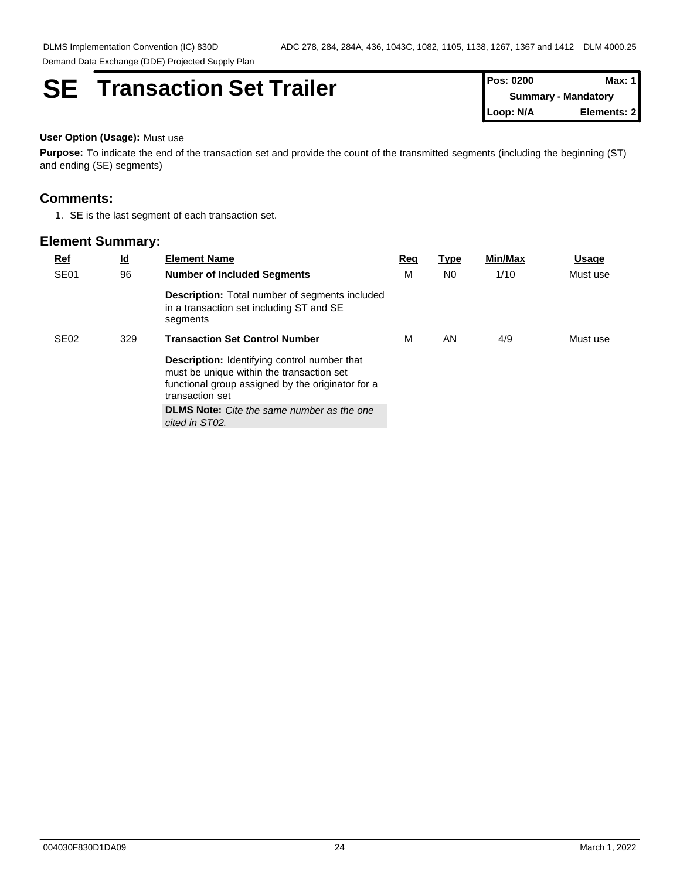# SE Transaction Set Trailer

| Pos: 0200 | Max: 1 |
| --- | --- |
| Summary - Mandatory | |
| Loop: N/A | Elements: 2 |

**User Option (Usage):** Must use

**Purpose:** To indicate the end of the transaction set and provide the count of the transmitted segments (including the beginning (ST) and ending (SE) segments)

## Comments:

1. SE is the last segment of each transaction set.

## Element Summary:

| Ref | Id | Element Name | Req | Type | Min/Max | Usage |
| --- | --- | --- | --- | --- | --- | --- |
| SE01 | 96 | **Number of Included Segments** | M | N0 | 1/10 | Must use |
| | | **Description:** Total number of segments included in a transaction set including ST and SE segments | | | | |
| SE02 | 329 | **Transaction Set Control Number** | M | AN | 4/9 | Must use |
| | | **Description:** Identifying control number that must be unique within the transaction set functional group assigned by the originator for a transaction set | | | | |
| | | **DLMS Note:** *Cite the same number as the one cited in ST02.* | | | | |